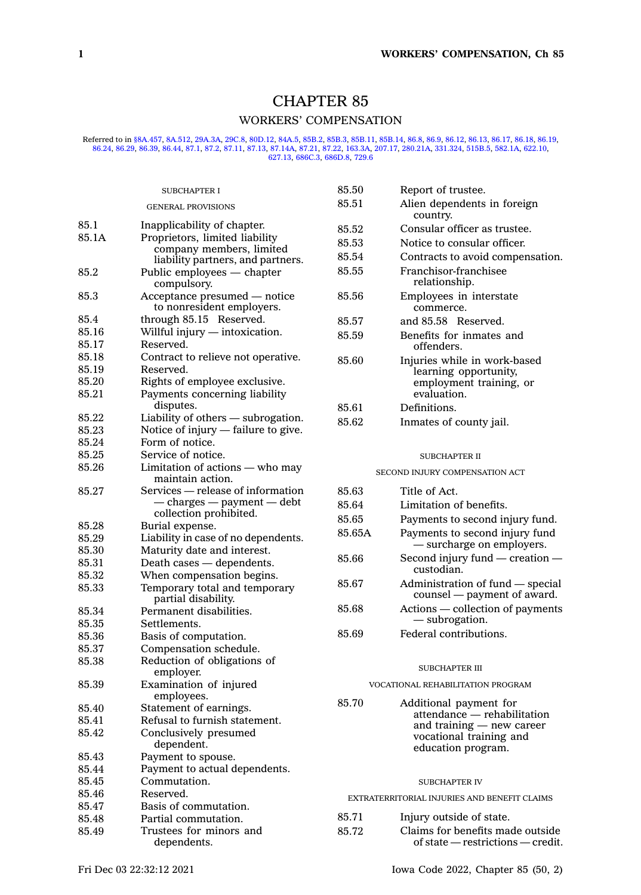# CHAPTER 85

## WORKERS' COMPENSATION

Referred to in §8A.457, 8A.512, 29A.3A, 29C.8, 80D.12, 84A.5, 85B.2, 85B.3, 85B.11, 85B.14, 86.8, 86.9, 86.12, 86.13, 86.17, 86.18, 86.19, 86.24, 86.29, 86.39, 86.44, 87.1, 87.2, 87.11, 87.13, 87.14A, 87.21, 87.22, 163.3A, 207.17, 280.21A, 331.324, 515B.5, 582.1A, 622.10, 627.13, 686C.3, 686D.8, 729.6

### SUBCHAPTER I

### GENERAL PROVISIONS

| | |
|---|---|
| 85.1 | Inapplicability of chapter. |
| 85.1A | Proprietors, limited liability company members, limited liability partners, and partners. |
| 85.2 | Public employees — chapter compulsory. |
| 85.3 | Acceptance presumed — notice to nonresident employers. |
| 85.4 | through 85.15 Reserved. |
| 85.16 | Willful injury — intoxication. |
| 85.17 | Reserved. |
| 85.18 | Contract to relieve not operative. |
| 85.19 | Reserved. |
| 85.20 | Rights of employee exclusive. |
| 85.21 | Payments concerning liability disputes. |
| 85.22 | Liability of others — subrogation. |
| 85.23 | Notice of injury — failure to give. |
| 85.24 | Form of notice. |
| 85.25 | Service of notice. |
| 85.26 | Limitation of actions — who may maintain action. |
| 85.27 | Services — release of information — charges — payment — debt collection prohibited. |
| 85.28 | Burial expense. |
| 85.29 | Liability in case of no dependents. |
| 85.30 | Maturity date and interest. |
| 85.31 | Death cases — dependents. |
| 85.32 | When compensation begins. |
| 85.33 | Temporary total and temporary partial disability. |
| 85.34 | Permanent disabilities. |
| 85.35 | Settlements. |
| 85.36 | Basis of computation. |
| 85.37 | Compensation schedule. |
| 85.38 | Reduction of obligations of employer. |
| 85.39 | Examination of injured employees. |
| 85.40 | Statement of earnings. |
| 85.41 | Refusal to furnish statement. |
| 85.42 | Conclusively presumed dependent. |
| 85.43 | Payment to spouse. |
| 85.44 | Payment to actual dependents. |
| 85.45 | Commutation. |
| 85.46 | Reserved. |
| 85.47 | Basis of commutation. |
| 85.48 | Partial commutation. |
| 85.49 | Trustees for minors and dependents. |
| 85.50 | Report of trustee. |
| 85.51 | Alien dependents in foreign country. |
| 85.52 | Consular officer as trustee. |
| 85.53 | Notice to consular officer. |
| 85.54 | Contracts to avoid compensation. |
| 85.55 | Franchisor-franchisee relationship. |
| 85.56 | Employees in interstate commerce. |
| 85.57 | and 85.58 Reserved. |
| 85.59 | Benefits for inmates and offenders. |
| 85.60 | Injuries while in work-based learning opportunity, employment training, or evaluation. |
| 85.61 | Definitions. |
| 85.62 | Inmates of county jail. |

### SUBCHAPTER II

### SECOND INJURY COMPENSATION ACT

| | |
|---|---|
| 85.63 | Title of Act. |
| 85.64 | Limitation of benefits. |
| 85.65 | Payments to second injury fund. |
| 85.65A | Payments to second injury fund — surcharge on employers. |
| 85.66 | Second injury fund — creation — custodian. |
| 85.67 | Administration of fund — special counsel — payment of award. |
| 85.68 | Actions — collection of payments — subrogation. |
| 85.69 | Federal contributions. |

### SUBCHAPTER III

### VOCATIONAL REHABILITATION PROGRAM

| | |
|---|---|
| 85.70 | Additional payment for attendance — rehabilitation and training — new career vocational training and education program. |

### SUBCHAPTER IV

### EXTRATERRITORIAL INJURIES AND BENEFIT CLAIMS

| | |
|---|---|
| 85.71 | Injury outside of state. |
| 85.72 | Claims for benefits made outside of state — restrictions — credit. |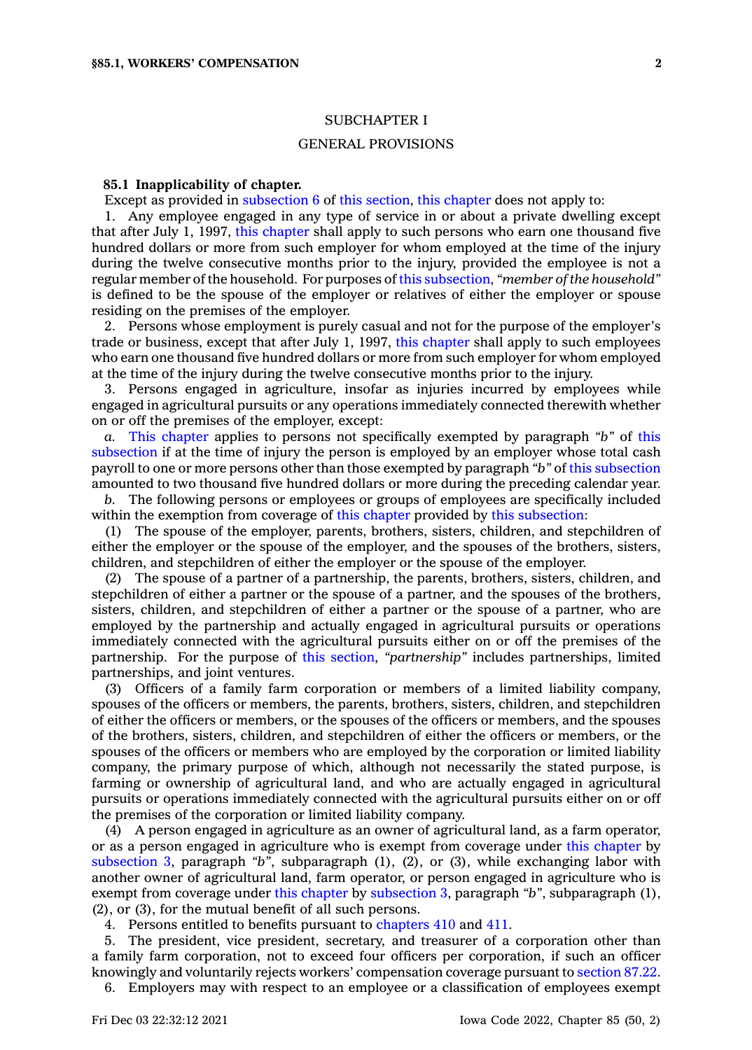## SUBCHAPTER I

## GENERAL PROVISIONS

**85.1 Inapplicability of chapter.**

Except as provided in subsection 6 of this section, this chapter does not apply to:

1. Any employee engaged in any type of service in or about a private dwelling except that after July 1, 1997, this chapter shall apply to such persons who earn one thousand five hundred dollars or more from such employer for whom employed at the time of the injury during the twelve consecutive months prior to the injury, provided the employee is not a regular member of the household. For purposes of this subsection, *"member of the household"* is defined to be the spouse of the employer or relatives of either the employer or spouse residing on the premises of the employer.

2. Persons whose employment is purely casual and not for the purpose of the employer's trade or business, except that after July 1, 1997, this chapter shall apply to such employees who earn one thousand five hundred dollars or more from such employer for whom employed at the time of the injury during the twelve consecutive months prior to the injury.

3. Persons engaged in agriculture, insofar as injuries incurred by employees while engaged in agricultural pursuits or any operations immediately connected therewith whether on or off the premises of the employer, except:

*a.* This chapter applies to persons not specifically exempted by paragraph *"b"* of this subsection if at the time of injury the person is employed by an employer whose total cash payroll to one or more persons other than those exempted by paragraph *"b"* of this subsection amounted to two thousand five hundred dollars or more during the preceding calendar year.

*b.* The following persons or employees or groups of employees are specifically included within the exemption from coverage of this chapter provided by this subsection:

(1) The spouse of the employer, parents, brothers, sisters, children, and stepchildren of either the employer or the spouse of the employer, and the spouses of the brothers, sisters, children, and stepchildren of either the employer or the spouse of the employer.

(2) The spouse of a partner of a partnership, the parents, brothers, sisters, children, and stepchildren of either a partner or the spouse of a partner, and the spouses of the brothers, sisters, children, and stepchildren of either a partner or the spouse of a partner, who are employed by the partnership and actually engaged in agricultural pursuits or operations immediately connected with the agricultural pursuits either on or off the premises of the partnership. For the purpose of this section, *"partnership"* includes partnerships, limited partnerships, and joint ventures.

(3) Officers of a family farm corporation or members of a limited liability company, spouses of the officers or members, the parents, brothers, sisters, children, and stepchildren of either the officers or members, or the spouses of the officers or members, and the spouses of the brothers, sisters, children, and stepchildren of either the officers or members, or the spouses of the officers or members who are employed by the corporation or limited liability company, the primary purpose of which, although not necessarily the stated purpose, is farming or ownership of agricultural land, and who are actually engaged in agricultural pursuits or operations immediately connected with the agricultural pursuits either on or off the premises of the corporation or limited liability company.

(4) A person engaged in agriculture as an owner of agricultural land, as a farm operator, or as a person engaged in agriculture who is exempt from coverage under this chapter by subsection 3, paragraph *"b"*, subparagraph (1), (2), or (3), while exchanging labor with another owner of agricultural land, farm operator, or person engaged in agriculture who is exempt from coverage under this chapter by subsection 3, paragraph *"b"*, subparagraph (1), (2), or (3), for the mutual benefit of all such persons.

4. Persons entitled to benefits pursuant to chapters 410 and 411.

5. The president, vice president, secretary, and treasurer of a corporation other than a family farm corporation, not to exceed four officers per corporation, if such an officer knowingly and voluntarily rejects workers' compensation coverage pursuant to section 87.22.

6. Employers may with respect to an employee or a classification of employees exempt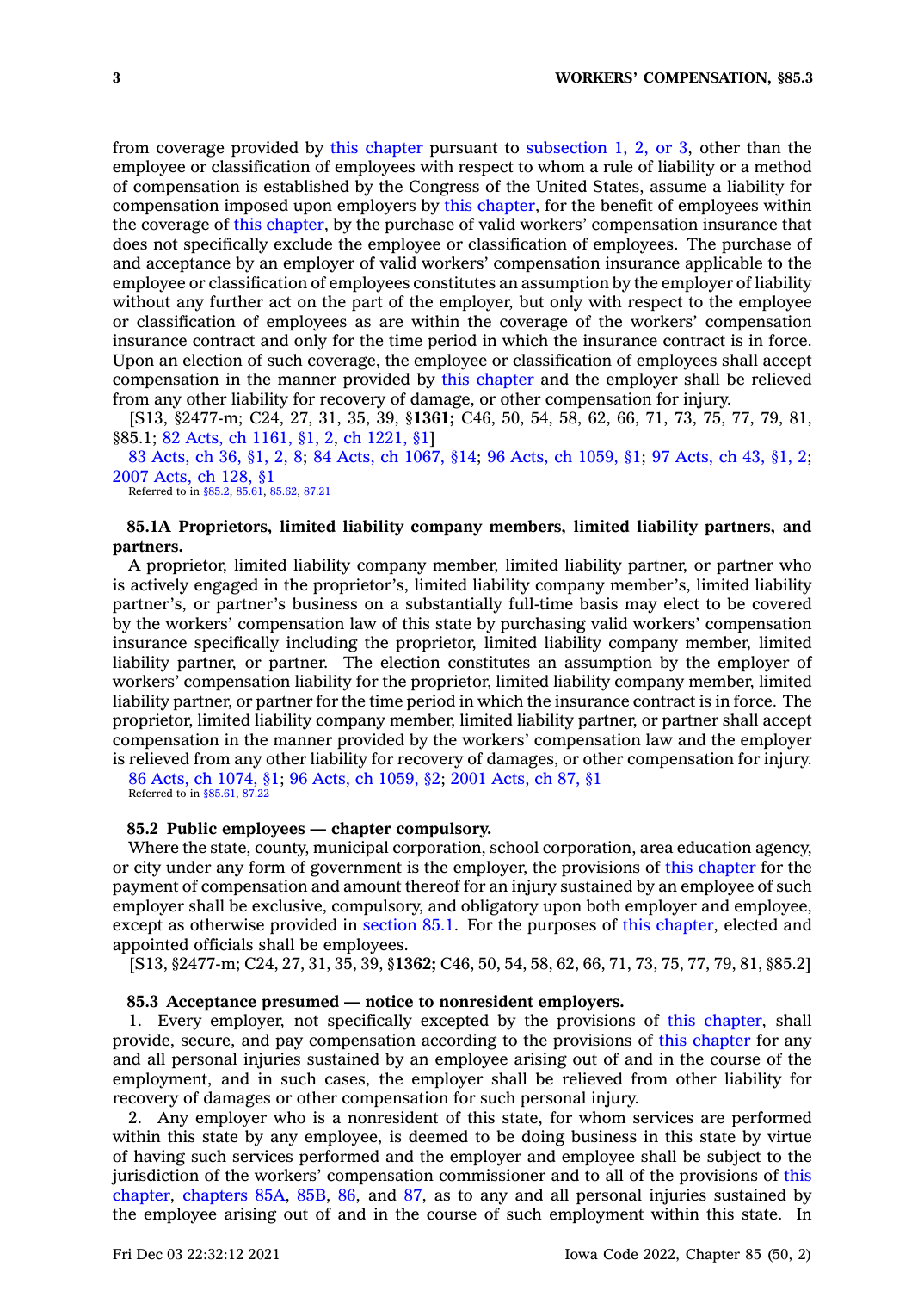from coverage provided by this chapter pursuant to subsection 1, 2, or 3, other than the employee or classification of employees with respect to whom a rule of liability or a method of compensation is established by the Congress of the United States, assume a liability for compensation imposed upon employers by this chapter, for the benefit of employees within the coverage of this chapter, by the purchase of valid workers' compensation insurance that does not specifically exclude the employee or classification of employees. The purchase of and acceptance by an employer of valid workers' compensation insurance applicable to the employee or classification of employees constitutes an assumption by the employer of liability without any further act on the part of the employer, but only with respect to the employee or classification of employees as are within the coverage of the workers' compensation insurance contract and only for the time period in which the insurance contract is in force. Upon an election of such coverage, the employee or classification of employees shall accept compensation in the manner provided by this chapter and the employer shall be relieved from any other liability for recovery of damage, or other compensation for injury.

[S13, §2477-m; C24, 27, 31, 35, 39, §**1361;** C46, 50, 54, 58, 62, 66, 71, 73, 75, 77, 79, 81, §85.1; 82 Acts, ch 1161, §1, 2, ch 1221, §1]

83 Acts, ch 36, §1, 2, 8; 84 Acts, ch 1067, §14; 96 Acts, ch 1059, §1; 97 Acts, ch 43, §1, 2; 2007 Acts, ch 128, §1

Referred to in §85.2, 85.61, 85.62, 87.21

**85.1A Proprietors, limited liability company members, limited liability partners, and partners.**

A proprietor, limited liability company member, limited liability partner, or partner who is actively engaged in the proprietor's, limited liability company member's, limited liability partner's, or partner's business on a substantially full-time basis may elect to be covered by the workers' compensation law of this state by purchasing valid workers' compensation insurance specifically including the proprietor, limited liability company member, limited liability partner, or partner. The election constitutes an assumption by the employer of workers' compensation liability for the proprietor, limited liability company member, limited liability partner, or partner for the time period in which the insurance contract is in force. The proprietor, limited liability company member, limited liability partner, or partner shall accept compensation in the manner provided by the workers' compensation law and the employer is relieved from any other liability for recovery of damages, or other compensation for injury.

86 Acts, ch 1074, §1; 96 Acts, ch 1059, §2; 2001 Acts, ch 87, §1

Referred to in §85.61, 87.22

**85.2 Public employees — chapter compulsory.**

Where the state, county, municipal corporation, school corporation, area education agency, or city under any form of government is the employer, the provisions of this chapter for the payment of compensation and amount thereof for an injury sustained by an employee of such employer shall be exclusive, compulsory, and obligatory upon both employer and employee, except as otherwise provided in section 85.1. For the purposes of this chapter, elected and appointed officials shall be employees.

[S13, §2477-m; C24, 27, 31, 35, 39, §**1362;** C46, 50, 54, 58, 62, 66, 71, 73, 75, 77, 79, 81, §85.2]

**85.3 Acceptance presumed — notice to nonresident employers.**

1. Every employer, not specifically excepted by the provisions of this chapter, shall provide, secure, and pay compensation according to the provisions of this chapter for any and all personal injuries sustained by an employee arising out of and in the course of the employment, and in such cases, the employer shall be relieved from other liability for recovery of damages or other compensation for such personal injury.

2. Any employer who is a nonresident of this state, for whom services are performed within this state by any employee, is deemed to be doing business in this state by virtue of having such services performed and the employer and employee shall be subject to the jurisdiction of the workers' compensation commissioner and to all of the provisions of this chapter, chapters 85A, 85B, 86, and 87, as to any and all personal injuries sustained by the employee arising out of and in the course of such employment within this state. In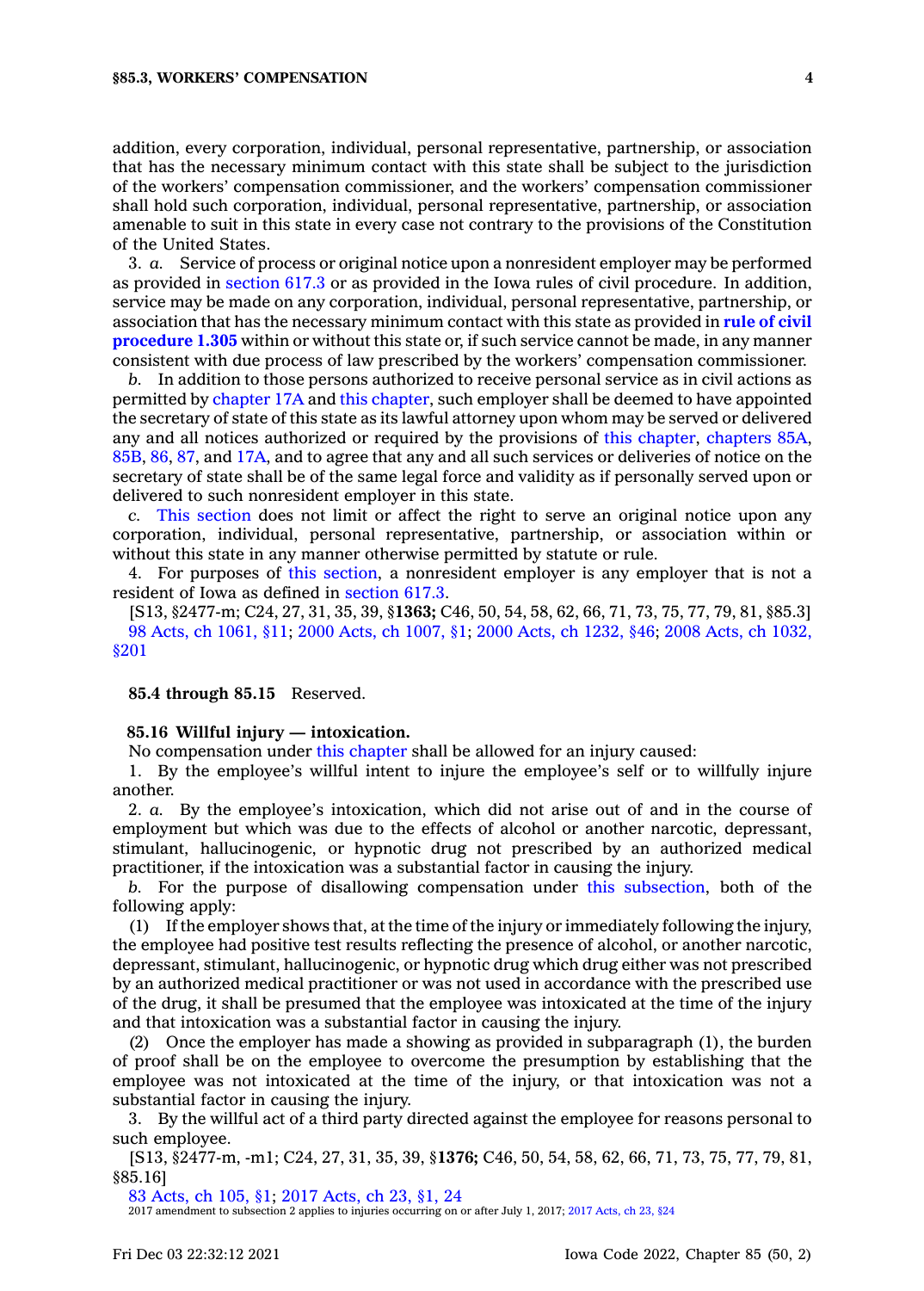addition, every corporation, individual, personal representative, partnership, or association that has the necessary minimum contact with this state shall be subject to the jurisdiction of the workers' compensation commissioner, and the workers' compensation commissioner shall hold such corporation, individual, personal representative, partnership, or association amenable to suit in this state in every case not contrary to the provisions of the Constitution of the United States.

3. *a.* Service of process or original notice upon a nonresident employer may be performed as provided in section 617.3 or as provided in the Iowa rules of civil procedure. In addition, service may be made on any corporation, individual, personal representative, partnership, or association that has the necessary minimum contact with this state as provided in **rule of civil procedure 1.305** within or without this state or, if such service cannot be made, in any manner consistent with due process of law prescribed by the workers' compensation commissioner.

*b.* In addition to those persons authorized to receive personal service as in civil actions as permitted by chapter 17A and this chapter, such employer shall be deemed to have appointed the secretary of state of this state as its lawful attorney upon whom may be served or delivered any and all notices authorized or required by the provisions of this chapter, chapters 85A, 85B, 86, 87, and 17A, and to agree that any and all such services or deliveries of notice on the secretary of state shall be of the same legal force and validity as if personally served upon or delivered to such nonresident employer in this state.

*c.* This section does not limit or affect the right to serve an original notice upon any corporation, individual, personal representative, partnership, or association within or without this state in any manner otherwise permitted by statute or rule.

4. For purposes of this section, a nonresident employer is any employer that is not a resident of Iowa as defined in section 617.3.

[S13, §2477-m; C24, 27, 31, 35, 39, §**1363;** C46, 50, 54, 58, 62, 66, 71, 73, 75, 77, 79, 81, §85.3]
98 Acts, ch 1061, §11; 2000 Acts, ch 1007, §1; 2000 Acts, ch 1232, §46; 2008 Acts, ch 1032, §201

**85.4 through 85.15** Reserved.

**85.16 Willful injury — intoxication.**

No compensation under this chapter shall be allowed for an injury caused:

1. By the employee's willful intent to injure the employee's self or to willfully injure another.

2. *a.* By the employee's intoxication, which did not arise out of and in the course of employment but which was due to the effects of alcohol or another narcotic, depressant, stimulant, hallucinogenic, or hypnotic drug not prescribed by an authorized medical practitioner, if the intoxication was a substantial factor in causing the injury.

*b.* For the purpose of disallowing compensation under this subsection, both of the following apply:

(1) If the employer shows that, at the time of the injury or immediately following the injury, the employee had positive test results reflecting the presence of alcohol, or another narcotic, depressant, stimulant, hallucinogenic, or hypnotic drug which drug either was not prescribed by an authorized medical practitioner or was not used in accordance with the prescribed use of the drug, it shall be presumed that the employee was intoxicated at the time of the injury and that intoxication was a substantial factor in causing the injury.

(2) Once the employer has made a showing as provided in subparagraph (1), the burden of proof shall be on the employee to overcome the presumption by establishing that the employee was not intoxicated at the time of the injury, or that intoxication was not a substantial factor in causing the injury.

3. By the willful act of a third party directed against the employee for reasons personal to such employee.

[S13, §2477-m, -m1; C24, 27, 31, 35, 39, §**1376;** C46, 50, 54, 58, 62, 66, 71, 73, 75, 77, 79, 81, §85.16]
83 Acts, ch 105, §1; 2017 Acts, ch 23, §1, 24
2017 amendment to subsection 2 applies to injuries occurring on or after July 1, 2017; 2017 Acts, ch 23, §24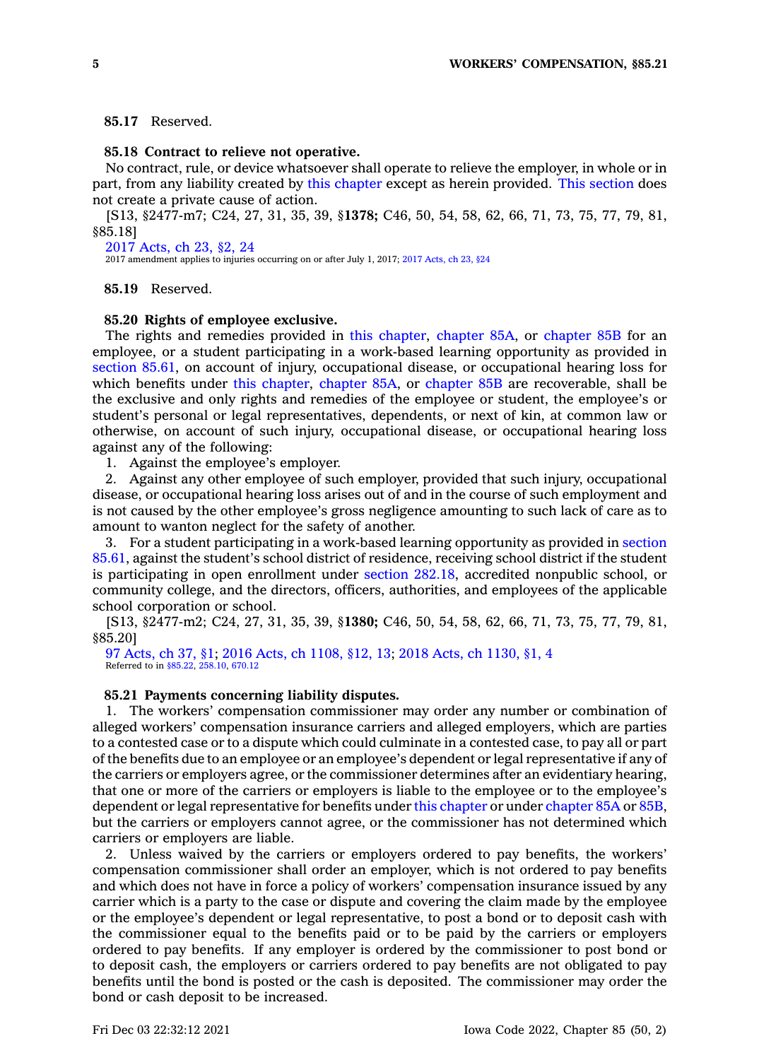**85.17** Reserved.

**85.18 Contract to relieve not operative.**

No contract, rule, or device whatsoever shall operate to relieve the employer, in whole or in part, from any liability created by this chapter except as herein provided. This section does not create a private cause of action.

[S13, §2477-m7; C24, 27, 31, 35, 39, §**1378;** C46, 50, 54, 58, 62, 66, 71, 73, 75, 77, 79, 81, §85.18]

2017 Acts, ch 23, §2, 24
2017 amendment applies to injuries occurring on or after July 1, 2017; 2017 Acts, ch 23, §24

**85.19** Reserved.

**85.20 Rights of employee exclusive.**

The rights and remedies provided in this chapter, chapter 85A, or chapter 85B for an employee, or a student participating in a work-based learning opportunity as provided in section 85.61, on account of injury, occupational disease, or occupational hearing loss for which benefits under this chapter, chapter 85A, or chapter 85B are recoverable, shall be the exclusive and only rights and remedies of the employee or student, the employee's or student's personal or legal representatives, dependents, or next of kin, at common law or otherwise, on account of such injury, occupational disease, or occupational hearing loss against any of the following:

1. Against the employee's employer.
2. Against any other employee of such employer, provided that such injury, occupational disease, or occupational hearing loss arises out of and in the course of such employment and is not caused by the other employee's gross negligence amounting to such lack of care as to amount to wanton neglect for the safety of another.
3. For a student participating in a work-based learning opportunity as provided in section 85.61, against the student's school district of residence, receiving school district if the student is participating in open enrollment under section 282.18, accredited nonpublic school, or community college, and the directors, officers, authorities, and employees of the applicable school corporation or school.

[S13, §2477-m2; C24, 27, 31, 35, 39, §**1380;** C46, 50, 54, 58, 62, 66, 71, 73, 75, 77, 79, 81, §85.20]

97 Acts, ch 37, §1; 2016 Acts, ch 1108, §12, 13; 2018 Acts, ch 1130, §1, 4
Referred to in §85.22, 258.10, 670.12

**85.21 Payments concerning liability disputes.**

1. The workers' compensation commissioner may order any number or combination of alleged workers' compensation insurance carriers and alleged employers, which are parties to a contested case or to a dispute which could culminate in a contested case, to pay all or part of the benefits due to an employee or an employee's dependent or legal representative if any of the carriers or employers agree, or the commissioner determines after an evidentiary hearing, that one or more of the carriers or employers is liable to the employee or to the employee's dependent or legal representative for benefits under this chapter or under chapter 85A or 85B, but the carriers or employers cannot agree, or the commissioner has not determined which carriers or employers are liable.

2. Unless waived by the carriers or employers ordered to pay benefits, the workers' compensation commissioner shall order an employer, which is not ordered to pay benefits and which does not have in force a policy of workers' compensation insurance issued by any carrier which is a party to the case or dispute and covering the claim made by the employee or the employee's dependent or legal representative, to post a bond or to deposit cash with the commissioner equal to the benefits paid or to be paid by the carriers or employers ordered to pay benefits. If any employer is ordered by the commissioner to post bond or to deposit cash, the employers or carriers ordered to pay benefits are not obligated to pay benefits until the bond is posted or the cash is deposited. The commissioner may order the bond or cash deposit to be increased.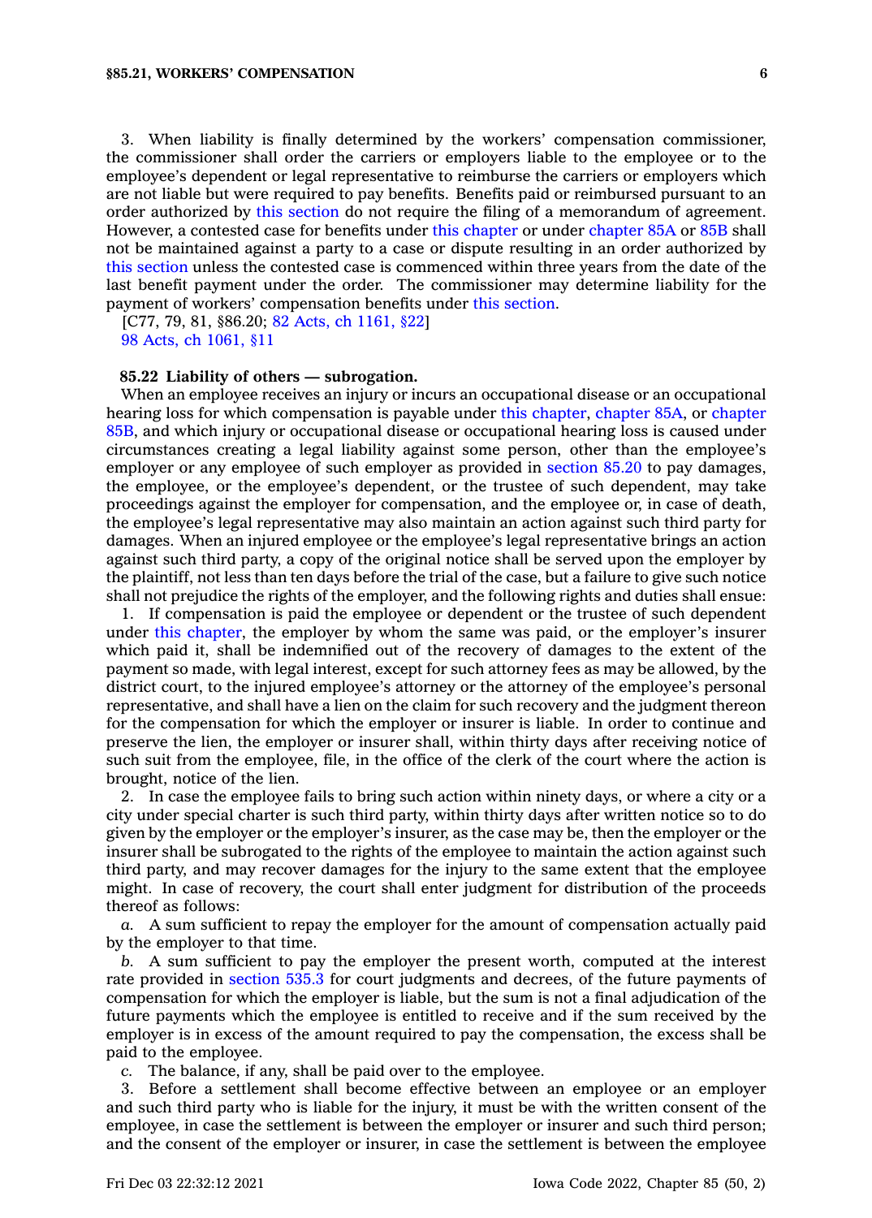3. When liability is finally determined by the workers' compensation commissioner, the commissioner shall order the carriers or employers liable to the employee or to the employee's dependent or legal representative to reimburse the carriers or employers which are not liable but were required to pay benefits. Benefits paid or reimbursed pursuant to an order authorized by this section do not require the filing of a memorandum of agreement. However, a contested case for benefits under this chapter or under chapter 85A or 85B shall not be maintained against a party to a case or dispute resulting in an order authorized by this section unless the contested case is commenced within three years from the date of the last benefit payment under the order. The commissioner may determine liability for the payment of workers' compensation benefits under this section.

[C77, 79, 81, §86.20; 82 Acts, ch 1161, §22]
98 Acts, ch 1061, §11

**85.22 Liability of others — subrogation.**

When an employee receives an injury or incurs an occupational disease or an occupational hearing loss for which compensation is payable under this chapter, chapter 85A, or chapter 85B, and which injury or occupational disease or occupational hearing loss is caused under circumstances creating a legal liability against some person, other than the employee's employer or any employee of such employer as provided in section 85.20 to pay damages, the employee, or the employee's dependent, or the trustee of such dependent, may take proceedings against the employer for compensation, and the employee or, in case of death, the employee's legal representative may also maintain an action against such third party for damages. When an injured employee or the employee's legal representative brings an action against such third party, a copy of the original notice shall be served upon the employer by the plaintiff, not less than ten days before the trial of the case, but a failure to give such notice shall not prejudice the rights of the employer, and the following rights and duties shall ensue:

1. If compensation is paid the employee or dependent or the trustee of such dependent under this chapter, the employer by whom the same was paid, or the employer's insurer which paid it, shall be indemnified out of the recovery of damages to the extent of the payment so made, with legal interest, except for such attorney fees as may be allowed, by the district court, to the injured employee's attorney or the attorney of the employee's personal representative, and shall have a lien on the claim for such recovery and the judgment thereon for the compensation for which the employer or insurer is liable. In order to continue and preserve the lien, the employer or insurer shall, within thirty days after receiving notice of such suit from the employee, file, in the office of the clerk of the court where the action is brought, notice of the lien.

2. In case the employee fails to bring such action within ninety days, or where a city or a city under special charter is such third party, within thirty days after written notice so to do given by the employer or the employer's insurer, as the case may be, then the employer or the insurer shall be subrogated to the rights of the employee to maintain the action against such third party, and may recover damages for the injury to the same extent that the employee might. In case of recovery, the court shall enter judgment for distribution of the proceeds thereof as follows:

*a.* A sum sufficient to repay the employer for the amount of compensation actually paid by the employer to that time.

*b.* A sum sufficient to pay the employer the present worth, computed at the interest rate provided in section 535.3 for court judgments and decrees, of the future payments of compensation for which the employer is liable, but the sum is not a final adjudication of the future payments which the employee is entitled to receive and if the sum received by the employer is in excess of the amount required to pay the compensation, the excess shall be paid to the employee.

*c.* The balance, if any, shall be paid over to the employee.

3. Before a settlement shall become effective between an employee or an employer and such third party who is liable for the injury, it must be with the written consent of the employee, in case the settlement is between the employer or insurer and such third person; and the consent of the employer or insurer, in case the settlement is between the employee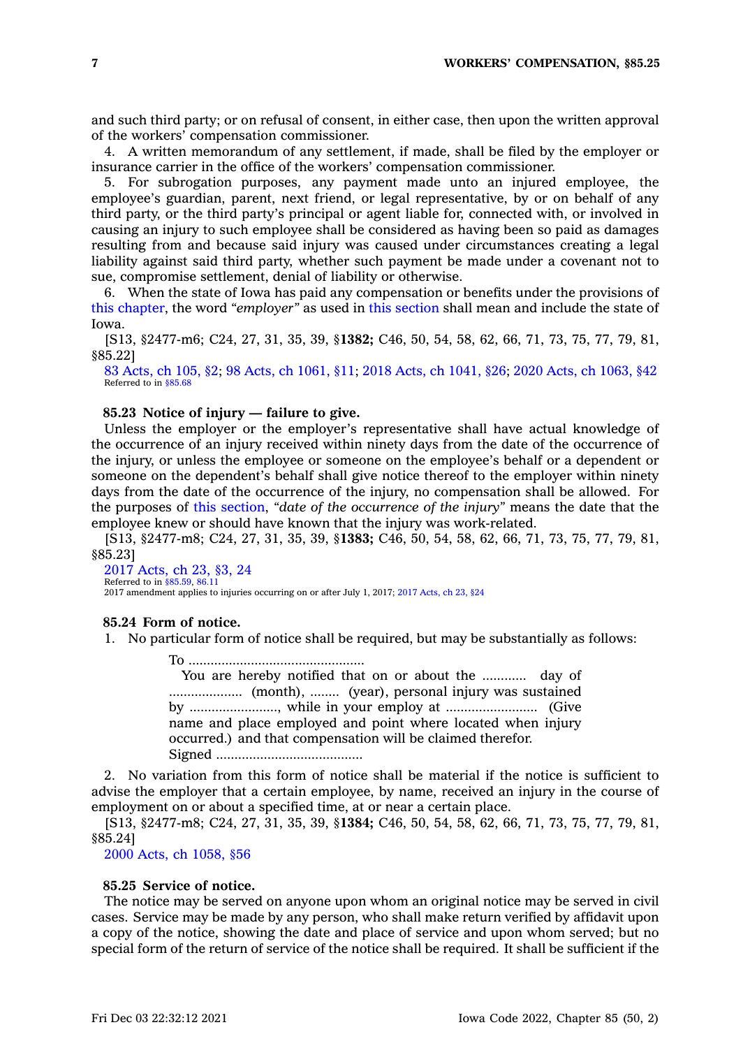and such third party; or on refusal of consent, in either case, then upon the written approval of the workers' compensation commissioner.

4. A written memorandum of any settlement, if made, shall be filed by the employer or insurance carrier in the office of the workers' compensation commissioner.

5. For subrogation purposes, any payment made unto an injured employee, the employee's guardian, parent, next friend, or legal representative, by or on behalf of any third party, or the third party's principal or agent liable for, connected with, or involved in causing an injury to such employee shall be considered as having been so paid as damages resulting from and because said injury was caused under circumstances creating a legal liability against said third party, whether such payment be made under a covenant not to sue, compromise settlement, denial of liability or otherwise.

6. When the state of Iowa has paid any compensation or benefits under the provisions of this chapter, the word *"employer"* as used in this section shall mean and include the state of Iowa.

[S13, §2477-m6; C24, 27, 31, 35, 39, §**1382;** C46, 50, 54, 58, 62, 66, 71, 73, 75, 77, 79, 81, §85.22]

83 Acts, ch 105, §2; 98 Acts, ch 1061, §11; 2018 Acts, ch 1041, §26; 2020 Acts, ch 1063, §42
Referred to in §85.68

### 85.23 Notice of injury — failure to give.

Unless the employer or the employer's representative shall have actual knowledge of the occurrence of an injury received within ninety days from the date of the occurrence of the injury, or unless the employee or someone on the employee's behalf or a dependent or someone on the dependent's behalf shall give notice thereof to the employer within ninety days from the date of the occurrence of the injury, no compensation shall be allowed. For the purposes of this section, *"date of the occurrence of the injury"* means the date that the employee knew or should have known that the injury was work-related.

[S13, §2477-m8; C24, 27, 31, 35, 39, §**1383;** C46, 50, 54, 58, 62, 66, 71, 73, 75, 77, 79, 81, §85.23]

2017 Acts, ch 23, §3, 24
Referred to in §85.59, 86.11
2017 amendment applies to injuries occurring on or after July 1, 2017; 2017 Acts, ch 23, §24

### 85.24 Form of notice.

1. No particular form of notice shall be required, but may be substantially as follows:

> To ................................................
> You are hereby notified that on or about the ............ day of .................... (month), ........ (year), personal injury was sustained by ........................, while in your employ at ......................... (Give name and place employed and point where located when injury occurred.) and that compensation will be claimed therefor.
> Signed ........................................

2. No variation from this form of notice shall be material if the notice is sufficient to advise the employer that a certain employee, by name, received an injury in the course of employment on or about a specified time, at or near a certain place.

[S13, §2477-m8; C24, 27, 31, 35, 39, §**1384;** C46, 50, 54, 58, 62, 66, 71, 73, 75, 77, 79, 81, §85.24]

2000 Acts, ch 1058, §56

### 85.25 Service of notice.

The notice may be served on anyone upon whom an original notice may be served in civil cases. Service may be made by any person, who shall make return verified by affidavit upon a copy of the notice, showing the date and place of service and upon whom served; but no special form of the return of service of the notice shall be required. It shall be sufficient if the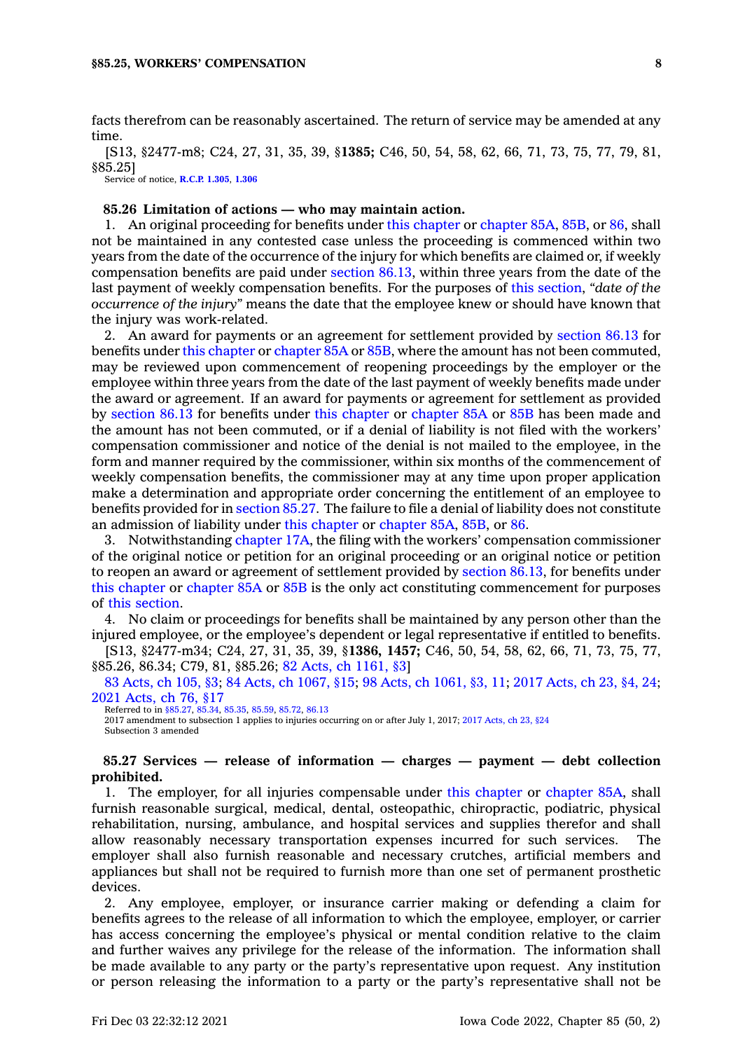facts therefrom can be reasonably ascertained. The return of service may be amended at any time.

[S13, §2477-m8; C24, 27, 31, 35, 39, §**1385;** C46, 50, 54, 58, 62, 66, 71, 73, 75, 77, 79, 81, §85.25]

Service of notice, R.C.P. 1.305, 1.306

**85.26 Limitation of actions — who may maintain action.**

1. An original proceeding for benefits under this chapter or chapter 85A, 85B, or 86, shall not be maintained in any contested case unless the proceeding is commenced within two years from the date of the occurrence of the injury for which benefits are claimed or, if weekly compensation benefits are paid under section 86.13, within three years from the date of the last payment of weekly compensation benefits. For the purposes of this section, *"date of the occurrence of the injury"* means the date that the employee knew or should have known that the injury was work-related.

2. An award for payments or an agreement for settlement provided by section 86.13 for benefits under this chapter or chapter 85A or 85B, where the amount has not been commuted, may be reviewed upon commencement of reopening proceedings by the employer or the employee within three years from the date of the last payment of weekly benefits made under the award or agreement. If an award for payments or agreement for settlement as provided by section 86.13 for benefits under this chapter or chapter 85A or 85B has been made and the amount has not been commuted, or if a denial of liability is not filed with the workers' compensation commissioner and notice of the denial is not mailed to the employee, in the form and manner required by the commissioner, within six months of the commencement of weekly compensation benefits, the commissioner may at any time upon proper application make a determination and appropriate order concerning the entitlement of an employee to benefits provided for in section 85.27. The failure to file a denial of liability does not constitute an admission of liability under this chapter or chapter 85A, 85B, or 86.

3. Notwithstanding chapter 17A, the filing with the workers' compensation commissioner of the original notice or petition for an original proceeding or an original notice or petition to reopen an award or agreement of settlement provided by section 86.13, for benefits under this chapter or chapter 85A or 85B is the only act constituting commencement for purposes of this section.

4. No claim or proceedings for benefits shall be maintained by any person other than the injured employee, or the employee's dependent or legal representative if entitled to benefits.

[S13, §2477-m34; C24, 27, 31, 35, 39, §**1386, 1457;** C46, 50, 54, 58, 62, 66, 71, 73, 75, 77, §85.26, 86.34; C79, 81, §85.26; 82 Acts, ch 1161, §3]

83 Acts, ch 105, §3; 84 Acts, ch 1067, §15; 98 Acts, ch 1061, §3, 11; 2017 Acts, ch 23, §4, 24; 2021 Acts, ch 76, §17

Referred to in §85.27, 85.34, 85.35, 85.59, 85.72, 86.13
2017 amendment to subsection 1 applies to injuries occurring on or after July 1, 2017; 2017 Acts, ch 23, §24
Subsection 3 amended

**85.27 Services — release of information — charges — payment — debt collection prohibited.**

1. The employer, for all injuries compensable under this chapter or chapter 85A, shall furnish reasonable surgical, medical, dental, osteopathic, chiropractic, podiatric, physical rehabilitation, nursing, ambulance, and hospital services and supplies therefor and shall allow reasonably necessary transportation expenses incurred for such services. The employer shall also furnish reasonable and necessary crutches, artificial members and appliances but shall not be required to furnish more than one set of permanent prosthetic devices.

2. Any employee, employer, or insurance carrier making or defending a claim for benefits agrees to the release of all information to which the employee, employer, or carrier has access concerning the employee's physical or mental condition relative to the claim and further waives any privilege for the release of the information. The information shall be made available to any party or the party's representative upon request. Any institution or person releasing the information to a party or the party's representative shall not be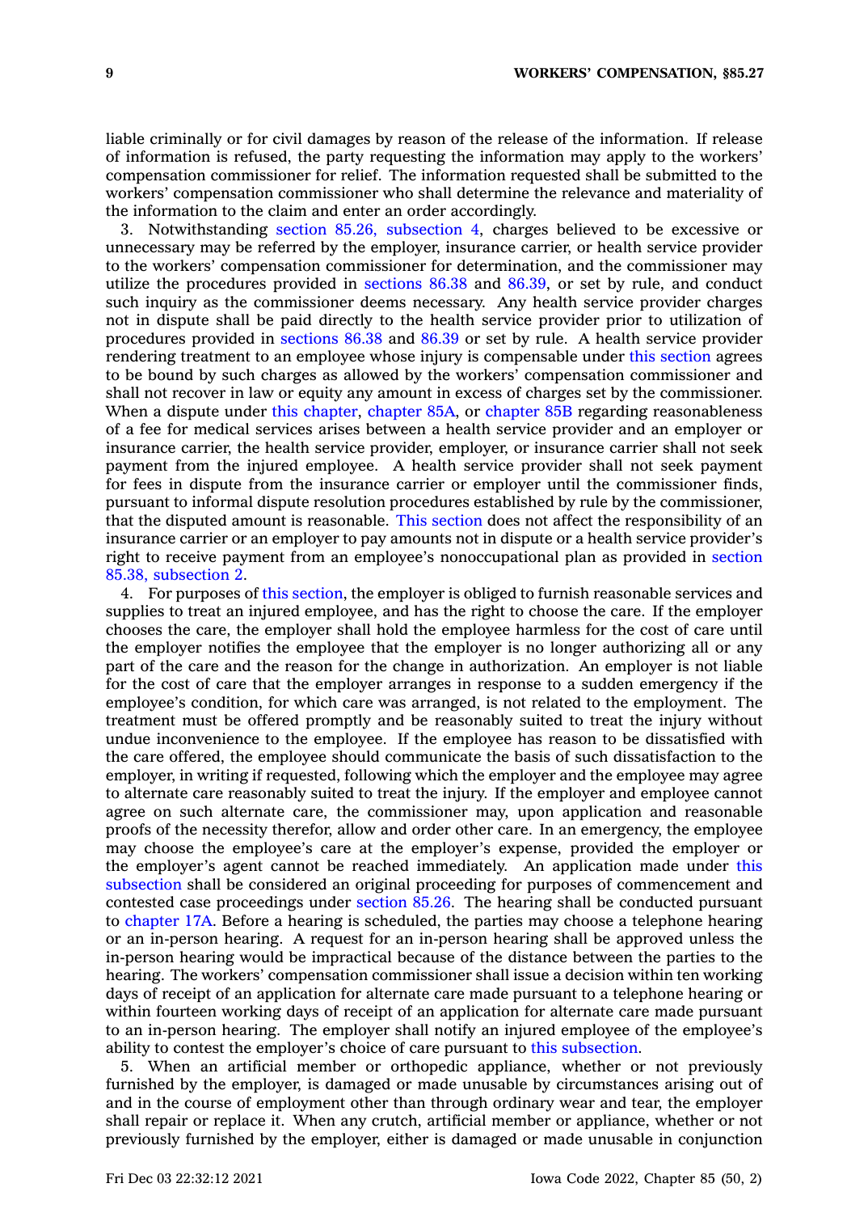liable criminally or for civil damages by reason of the release of the information. If release of information is refused, the party requesting the information may apply to the workers' compensation commissioner for relief. The information requested shall be submitted to the workers' compensation commissioner who shall determine the relevance and materiality of the information to the claim and enter an order accordingly.

3. Notwithstanding section 85.26, subsection 4, charges believed to be excessive or unnecessary may be referred by the employer, insurance carrier, or health service provider to the workers' compensation commissioner for determination, and the commissioner may utilize the procedures provided in sections 86.38 and 86.39, or set by rule, and conduct such inquiry as the commissioner deems necessary. Any health service provider charges not in dispute shall be paid directly to the health service provider prior to utilization of procedures provided in sections 86.38 and 86.39 or set by rule. A health service provider rendering treatment to an employee whose injury is compensable under this section agrees to be bound by such charges as allowed by the workers' compensation commissioner and shall not recover in law or equity any amount in excess of charges set by the commissioner. When a dispute under this chapter, chapter 85A, or chapter 85B regarding reasonableness of a fee for medical services arises between a health service provider and an employer or insurance carrier, the health service provider, employer, or insurance carrier shall not seek payment from the injured employee. A health service provider shall not seek payment for fees in dispute from the insurance carrier or employer until the commissioner finds, pursuant to informal dispute resolution procedures established by rule by the commissioner, that the disputed amount is reasonable. This section does not affect the responsibility of an insurance carrier or an employer to pay amounts not in dispute or a health service provider's right to receive payment from an employee's nonoccupational plan as provided in section 85.38, subsection 2.

4. For purposes of this section, the employer is obliged to furnish reasonable services and supplies to treat an injured employee, and has the right to choose the care. If the employer chooses the care, the employer shall hold the employee harmless for the cost of care until the employer notifies the employee that the employer is no longer authorizing all or any part of the care and the reason for the change in authorization. An employer is not liable for the cost of care that the employer arranges in response to a sudden emergency if the employee's condition, for which care was arranged, is not related to the employment. The treatment must be offered promptly and be reasonably suited to treat the injury without undue inconvenience to the employee. If the employee has reason to be dissatisfied with the care offered, the employee should communicate the basis of such dissatisfaction to the employer, in writing if requested, following which the employer and the employee may agree to alternate care reasonably suited to treat the injury. If the employer and employee cannot agree on such alternate care, the commissioner may, upon application and reasonable proofs of the necessity therefor, allow and order other care. In an emergency, the employee may choose the employee's care at the employer's expense, provided the employer or the employer's agent cannot be reached immediately. An application made under this subsection shall be considered an original proceeding for purposes of commencement and contested case proceedings under section 85.26. The hearing shall be conducted pursuant to chapter 17A. Before a hearing is scheduled, the parties may choose a telephone hearing or an in-person hearing. A request for an in-person hearing shall be approved unless the in-person hearing would be impractical because of the distance between the parties to the hearing. The workers' compensation commissioner shall issue a decision within ten working days of receipt of an application for alternate care made pursuant to a telephone hearing or within fourteen working days of receipt of an application for alternate care made pursuant to an in-person hearing. The employer shall notify an injured employee of the employee's ability to contest the employer's choice of care pursuant to this subsection.

5. When an artificial member or orthopedic appliance, whether or not previously furnished by the employer, is damaged or made unusable by circumstances arising out of and in the course of employment other than through ordinary wear and tear, the employer shall repair or replace it. When any crutch, artificial member or appliance, whether or not previously furnished by the employer, either is damaged or made unusable in conjunction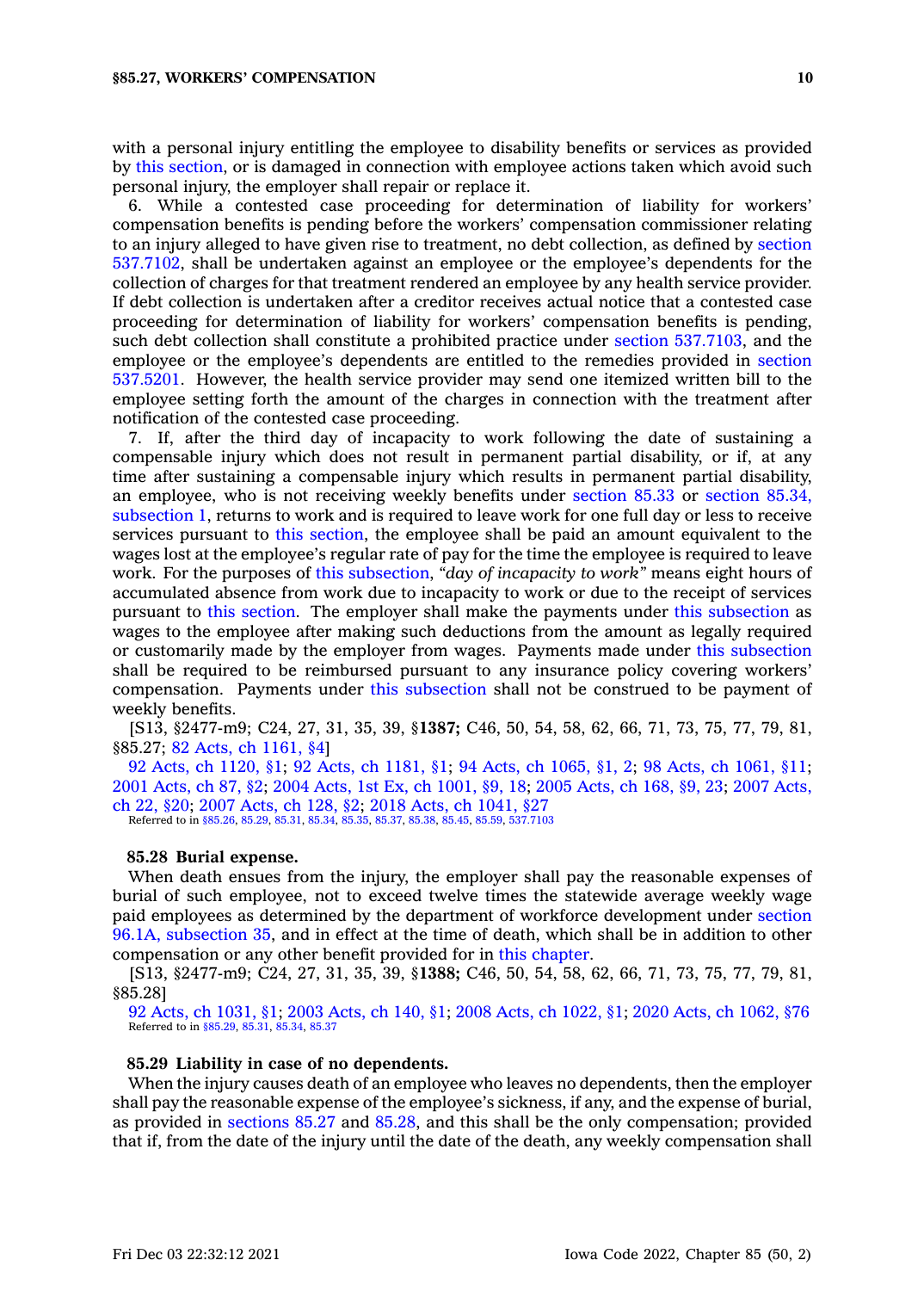with a personal injury entitling the employee to disability benefits or services as provided by this section, or is damaged in connection with employee actions taken which avoid such personal injury, the employer shall repair or replace it.

6. While a contested case proceeding for determination of liability for workers' compensation benefits is pending before the workers' compensation commissioner relating to an injury alleged to have given rise to treatment, no debt collection, as defined by section 537.7102, shall be undertaken against an employee or the employee's dependents for the collection of charges for that treatment rendered an employee by any health service provider. If debt collection is undertaken after a creditor receives actual notice that a contested case proceeding for determination of liability for workers' compensation benefits is pending, such debt collection shall constitute a prohibited practice under section 537.7103, and the employee or the employee's dependents are entitled to the remedies provided in section 537.5201. However, the health service provider may send one itemized written bill to the employee setting forth the amount of the charges in connection with the treatment after notification of the contested case proceeding.

7. If, after the third day of incapacity to work following the date of sustaining a compensable injury which does not result in permanent partial disability, or if, at any time after sustaining a compensable injury which results in permanent partial disability, an employee, who is not receiving weekly benefits under section 85.33 or section 85.34, subsection 1, returns to work and is required to leave work for one full day or less to receive services pursuant to this section, the employee shall be paid an amount equivalent to the wages lost at the employee's regular rate of pay for the time the employee is required to leave work. For the purposes of this subsection, *"day of incapacity to work"* means eight hours of accumulated absence from work due to incapacity to work or due to the receipt of services pursuant to this section. The employer shall make the payments under this subsection as wages to the employee after making such deductions from the amount as legally required or customarily made by the employer from wages. Payments made under this subsection shall be required to be reimbursed pursuant to any insurance policy covering workers' compensation. Payments under this subsection shall not be construed to be payment of weekly benefits.

[S13, §2477-m9; C24, 27, 31, 35, 39, §**1387;** C46, 50, 54, 58, 62, 66, 71, 73, 75, 77, 79, 81, §85.27; 82 Acts, ch 1161, §4]

92 Acts, ch 1120, §1; 92 Acts, ch 1181, §1; 94 Acts, ch 1065, §1, 2; 98 Acts, ch 1061, §11; 2001 Acts, ch 87, §2; 2004 Acts, 1st Ex, ch 1001, §9, 18; 2005 Acts, ch 168, §9, 23; 2007 Acts, ch 22, §20; 2007 Acts, ch 128, §2; 2018 Acts, ch 1041, §27

Referred to in §85.26, 85.29, 85.31, 85.34, 85.35, 85.37, 85.38, 85.45, 85.59, 537.7103

**85.28 Burial expense.**

When death ensues from the injury, the employer shall pay the reasonable expenses of burial of such employee, not to exceed twelve times the statewide average weekly wage paid employees as determined by the department of workforce development under section 96.1A, subsection 35, and in effect at the time of death, which shall be in addition to other compensation or any other benefit provided for in this chapter.

[S13, §2477-m9; C24, 27, 31, 35, 39, §**1388;** C46, 50, 54, 58, 62, 66, 71, 73, 75, 77, 79, 81, §85.28]

92 Acts, ch 1031, §1; 2003 Acts, ch 140, §1; 2008 Acts, ch 1022, §1; 2020 Acts, ch 1062, §76

Referred to in §85.29, 85.31, 85.34, 85.37

**85.29 Liability in case of no dependents.**

When the injury causes death of an employee who leaves no dependents, then the employer shall pay the reasonable expense of the employee's sickness, if any, and the expense of burial, as provided in sections 85.27 and 85.28, and this shall be the only compensation; provided that if, from the date of the injury until the date of the death, any weekly compensation shall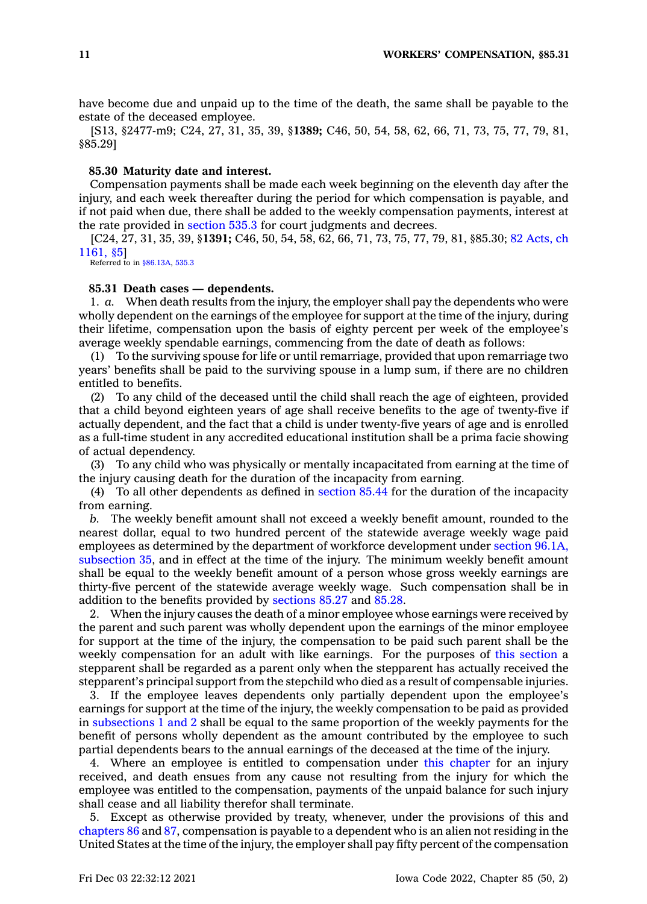have become due and unpaid up to the time of the death, the same shall be payable to the estate of the deceased employee.

[S13, §2477-m9; C24, 27, 31, 35, 39, §**1389;** C46, 50, 54, 58, 62, 66, 71, 73, 75, 77, 79, 81, §85.29]

**85.30 Maturity date and interest.**

Compensation payments shall be made each week beginning on the eleventh day after the injury, and each week thereafter during the period for which compensation is payable, and if not paid when due, there shall be added to the weekly compensation payments, interest at the rate provided in section 535.3 for court judgments and decrees.

[C24, 27, 31, 35, 39, §**1391;** C46, 50, 54, 58, 62, 66, 71, 73, 75, 77, 79, 81, §85.30; 82 Acts, ch 1161, §5]

Referred to in §86.13A, 535.3

**85.31 Death cases — dependents.**

1. *a.* When death results from the injury, the employer shall pay the dependents who were wholly dependent on the earnings of the employee for support at the time of the injury, during their lifetime, compensation upon the basis of eighty percent per week of the employee's average weekly spendable earnings, commencing from the date of death as follows:

(1) To the surviving spouse for life or until remarriage, provided that upon remarriage two years' benefits shall be paid to the surviving spouse in a lump sum, if there are no children entitled to benefits.

(2) To any child of the deceased until the child shall reach the age of eighteen, provided that a child beyond eighteen years of age shall receive benefits to the age of twenty-five if actually dependent, and the fact that a child is under twenty-five years of age and is enrolled as a full-time student in any accredited educational institution shall be a prima facie showing of actual dependency.

(3) To any child who was physically or mentally incapacitated from earning at the time of the injury causing death for the duration of the incapacity from earning.

(4) To all other dependents as defined in section 85.44 for the duration of the incapacity from earning.

*b.* The weekly benefit amount shall not exceed a weekly benefit amount, rounded to the nearest dollar, equal to two hundred percent of the statewide average weekly wage paid employees as determined by the department of workforce development under section 96.1A, subsection 35, and in effect at the time of the injury. The minimum weekly benefit amount shall be equal to the weekly benefit amount of a person whose gross weekly earnings are thirty-five percent of the statewide average weekly wage. Such compensation shall be in addition to the benefits provided by sections 85.27 and 85.28.

2. When the injury causes the death of a minor employee whose earnings were received by the parent and such parent was wholly dependent upon the earnings of the minor employee for support at the time of the injury, the compensation to be paid such parent shall be the weekly compensation for an adult with like earnings. For the purposes of this section a stepparent shall be regarded as a parent only when the stepparent has actually received the stepparent's principal support from the stepchild who died as a result of compensable injuries.

3. If the employee leaves dependents only partially dependent upon the employee's earnings for support at the time of the injury, the weekly compensation to be paid as provided in subsections 1 and 2 shall be equal to the same proportion of the weekly payments for the benefit of persons wholly dependent as the amount contributed by the employee to such partial dependents bears to the annual earnings of the deceased at the time of the injury.

4. Where an employee is entitled to compensation under this chapter for an injury received, and death ensues from any cause not resulting from the injury for which the employee was entitled to the compensation, payments of the unpaid balance for such injury shall cease and all liability therefor shall terminate.

5. Except as otherwise provided by treaty, whenever, under the provisions of this and chapters 86 and 87, compensation is payable to a dependent who is an alien not residing in the United States at the time of the injury, the employer shall pay fifty percent of the compensation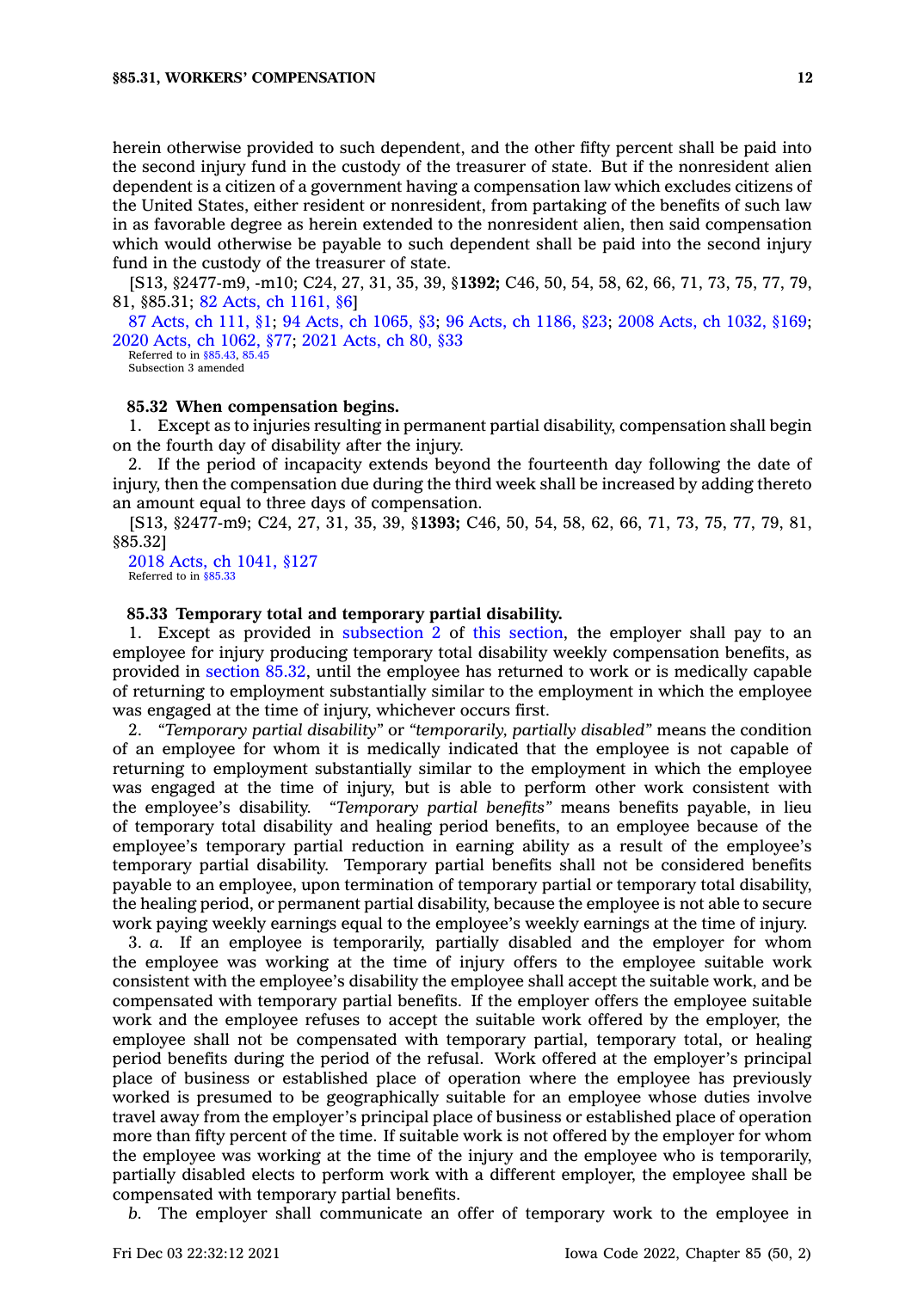herein otherwise provided to such dependent, and the other fifty percent shall be paid into the second injury fund in the custody of the treasurer of state. But if the nonresident alien dependent is a citizen of a government having a compensation law which excludes citizens of the United States, either resident or nonresident, from partaking of the benefits of such law in as favorable degree as herein extended to the nonresident alien, then said compensation which would otherwise be payable to such dependent shall be paid into the second injury fund in the custody of the treasurer of state.

[S13, §2477-m9, -m10; C24, 27, 31, 35, 39, §**1392;** C46, 50, 54, 58, 62, 66, 71, 73, 75, 77, 79, 81, §85.31; 82 Acts, ch 1161, §6]

87 Acts, ch 111, §1; 94 Acts, ch 1065, §3; 96 Acts, ch 1186, §23; 2008 Acts, ch 1032, §169; 2020 Acts, ch 1062, §77; 2021 Acts, ch 80, §33

Referred to in §85.43, 85.45

Subsection 3 amended

**85.32 When compensation begins.**

1. Except as to injuries resulting in permanent partial disability, compensation shall begin on the fourth day of disability after the injury.

2. If the period of incapacity extends beyond the fourteenth day following the date of injury, then the compensation due during the third week shall be increased by adding thereto an amount equal to three days of compensation.

[S13, §2477-m9; C24, 27, 31, 35, 39, §**1393;** C46, 50, 54, 58, 62, 66, 71, 73, 75, 77, 79, 81, §85.32]

2018 Acts, ch 1041, §127

Referred to in §85.33

**85.33 Temporary total and temporary partial disability.**

1. Except as provided in subsection 2 of this section, the employer shall pay to an employee for injury producing temporary total disability weekly compensation benefits, as provided in section 85.32, until the employee has returned to work or is medically capable of returning to employment substantially similar to the employment in which the employee was engaged at the time of injury, whichever occurs first.

2. *"Temporary partial disability"* or *"temporarily, partially disabled"* means the condition of an employee for whom it is medically indicated that the employee is not capable of returning to employment substantially similar to the employment in which the employee was engaged at the time of injury, but is able to perform other work consistent with the employee's disability. *"Temporary partial benefits"* means benefits payable, in lieu of temporary total disability and healing period benefits, to an employee because of the employee's temporary partial reduction in earning ability as a result of the employee's temporary partial disability. Temporary partial benefits shall not be considered benefits payable to an employee, upon termination of temporary partial or temporary total disability, the healing period, or permanent partial disability, because the employee is not able to secure work paying weekly earnings equal to the employee's weekly earnings at the time of injury.

3. *a.* If an employee is temporarily, partially disabled and the employer for whom the employee was working at the time of injury offers to the employee suitable work consistent with the employee's disability the employee shall accept the suitable work, and be compensated with temporary partial benefits. If the employer offers the employee suitable work and the employee refuses to accept the suitable work offered by the employer, the employee shall not be compensated with temporary partial, temporary total, or healing period benefits during the period of the refusal. Work offered at the employer's principal place of business or established place of operation where the employee has previously worked is presumed to be geographically suitable for an employee whose duties involve travel away from the employer's principal place of business or established place of operation more than fifty percent of the time. If suitable work is not offered by the employer for whom the employee was working at the time of the injury and the employee who is temporarily, partially disabled elects to perform work with a different employer, the employee shall be compensated with temporary partial benefits.

*b.* The employer shall communicate an offer of temporary work to the employee in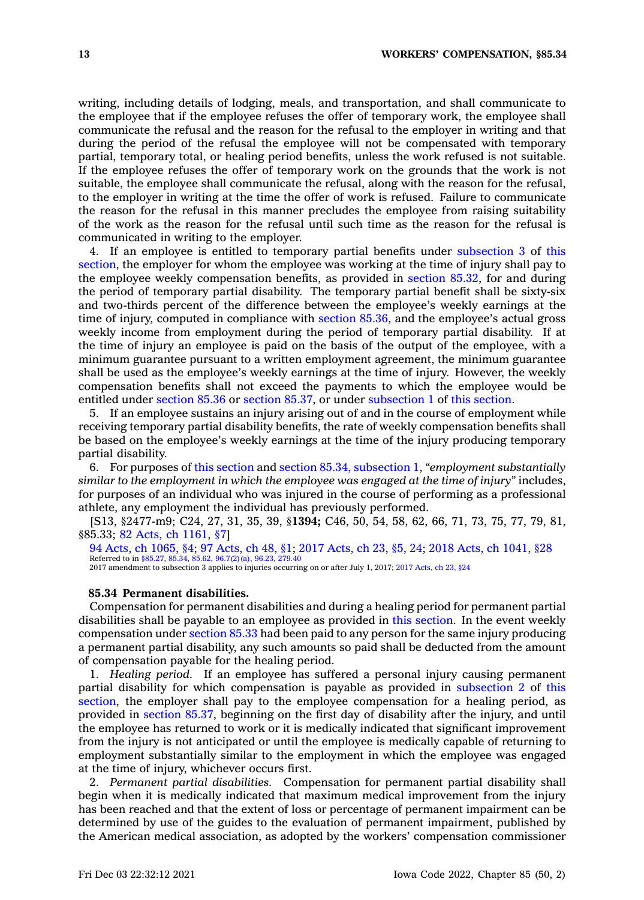writing, including details of lodging, meals, and transportation, and shall communicate to the employee that if the employee refuses the offer of temporary work, the employee shall communicate the refusal and the reason for the refusal to the employer in writing and that during the period of the refusal the employee will not be compensated with temporary partial, temporary total, or healing period benefits, unless the work refused is not suitable. If the employee refuses the offer of temporary work on the grounds that the work is not suitable, the employee shall communicate the refusal, along with the reason for the refusal, to the employer in writing at the time the offer of work is refused. Failure to communicate the reason for the refusal in this manner precludes the employee from raising suitability of the work as the reason for the refusal until such time as the reason for the refusal is communicated in writing to the employer.

4. If an employee is entitled to temporary partial benefits under subsection 3 of this section, the employer for whom the employee was working at the time of injury shall pay to the employee weekly compensation benefits, as provided in section 85.32, for and during the period of temporary partial disability. The temporary partial benefit shall be sixty-six and two-thirds percent of the difference between the employee's weekly earnings at the time of injury, computed in compliance with section 85.36, and the employee's actual gross weekly income from employment during the period of temporary partial disability. If at the time of injury an employee is paid on the basis of the output of the employee, with a minimum guarantee pursuant to a written employment agreement, the minimum guarantee shall be used as the employee's weekly earnings at the time of injury. However, the weekly compensation benefits shall not exceed the payments to which the employee would be entitled under section 85.36 or section 85.37, or under subsection 1 of this section.

5. If an employee sustains an injury arising out of and in the course of employment while receiving temporary partial disability benefits, the rate of weekly compensation benefits shall be based on the employee's weekly earnings at the time of the injury producing temporary partial disability.

6. For purposes of this section and section 85.34, subsection 1, *"employment substantially similar to the employment in which the employee was engaged at the time of injury"* includes, for purposes of an individual who was injured in the course of performing as a professional athlete, any employment the individual has previously performed.

[S13, §2477-m9; C24, 27, 31, 35, 39, §**1394;** C46, 50, 54, 58, 62, 66, 71, 73, 75, 77, 79, 81, §85.33; 82 Acts, ch 1161, §7]

94 Acts, ch 1065, §4; 97 Acts, ch 48, §1; 2017 Acts, ch 23, §5, 24; 2018 Acts, ch 1041, §28
Referred to in §85.27, 85.34, 85.62, 96.7(2)(a), 96.23, 279.40
2017 amendment to subsection 3 applies to injuries occurring on or after July 1, 2017; 2017 Acts, ch 23, §24

**85.34 Permanent disabilities.**

Compensation for permanent disabilities and during a healing period for permanent partial disabilities shall be payable to an employee as provided in this section. In the event weekly compensation under section 85.33 had been paid to any person for the same injury producing a permanent partial disability, any such amounts so paid shall be deducted from the amount of compensation payable for the healing period.

1. *Healing period.* If an employee has suffered a personal injury causing permanent partial disability for which compensation is payable as provided in subsection 2 of this section, the employer shall pay to the employee compensation for a healing period, as provided in section 85.37, beginning on the first day of disability after the injury, and until the employee has returned to work or it is medically indicated that significant improvement from the injury is not anticipated or until the employee is medically capable of returning to employment substantially similar to the employment in which the employee was engaged at the time of injury, whichever occurs first.

2. *Permanent partial disabilities.* Compensation for permanent partial disability shall begin when it is medically indicated that maximum medical improvement from the injury has been reached and that the extent of loss or percentage of permanent impairment can be determined by use of the guides to the evaluation of permanent impairment, published by the American medical association, as adopted by the workers' compensation commissioner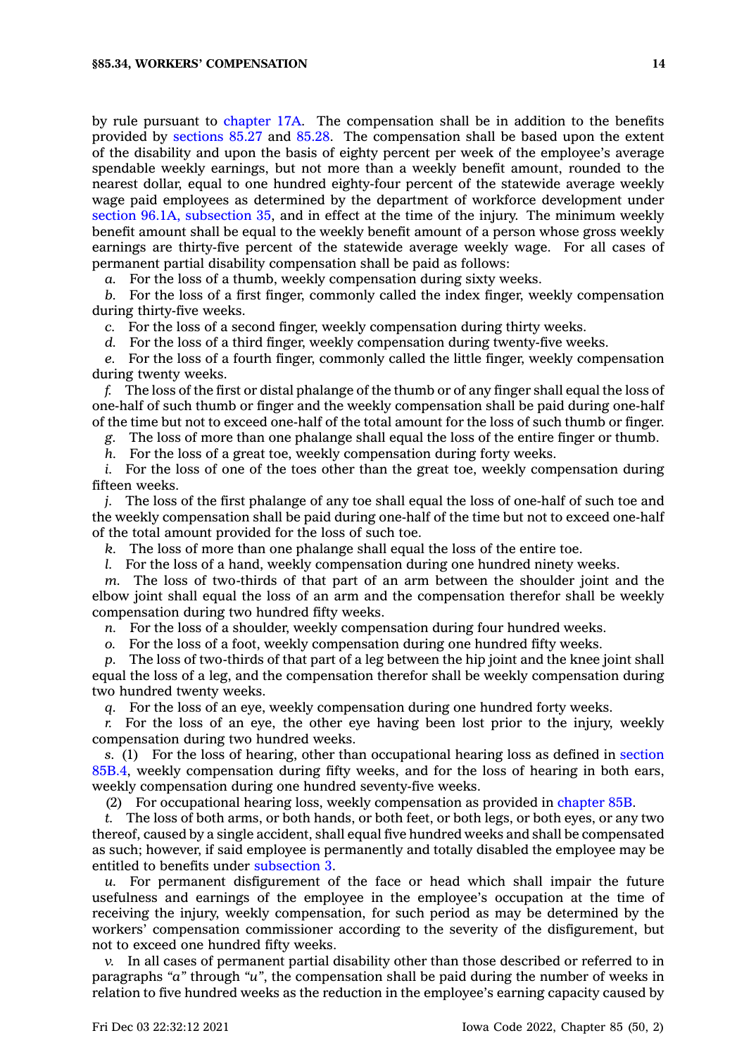by rule pursuant to chapter 17A. The compensation shall be in addition to the benefits provided by sections 85.27 and 85.28. The compensation shall be based upon the extent of the disability and upon the basis of eighty percent per week of the employee's average spendable weekly earnings, but not more than a weekly benefit amount, rounded to the nearest dollar, equal to one hundred eighty-four percent of the statewide average weekly wage paid employees as determined by the department of workforce development under section 96.1A, subsection 35, and in effect at the time of the injury. The minimum weekly benefit amount shall be equal to the weekly benefit amount of a person whose gross weekly earnings are thirty-five percent of the statewide average weekly wage. For all cases of permanent partial disability compensation shall be paid as follows:

*a.* For the loss of a thumb, weekly compensation during sixty weeks.

*b.* For the loss of a first finger, commonly called the index finger, weekly compensation during thirty-five weeks.

*c.* For the loss of a second finger, weekly compensation during thirty weeks.

*d.* For the loss of a third finger, weekly compensation during twenty-five weeks.

*e.* For the loss of a fourth finger, commonly called the little finger, weekly compensation during twenty weeks.

*f.* The loss of the first or distal phalange of the thumb or of any finger shall equal the loss of one-half of such thumb or finger and the weekly compensation shall be paid during one-half of the time but not to exceed one-half of the total amount for the loss of such thumb or finger.

*g.* The loss of more than one phalange shall equal the loss of the entire finger or thumb.

*h.* For the loss of a great toe, weekly compensation during forty weeks.

*i.* For the loss of one of the toes other than the great toe, weekly compensation during fifteen weeks.

*j.* The loss of the first phalange of any toe shall equal the loss of one-half of such toe and the weekly compensation shall be paid during one-half of the time but not to exceed one-half of the total amount provided for the loss of such toe.

*k.* The loss of more than one phalange shall equal the loss of the entire toe.

*l.* For the loss of a hand, weekly compensation during one hundred ninety weeks.

*m.* The loss of two-thirds of that part of an arm between the shoulder joint and the elbow joint shall equal the loss of an arm and the compensation therefor shall be weekly compensation during two hundred fifty weeks.

*n.* For the loss of a shoulder, weekly compensation during four hundred weeks.

*o.* For the loss of a foot, weekly compensation during one hundred fifty weeks.

*p.* The loss of two-thirds of that part of a leg between the hip joint and the knee joint shall equal the loss of a leg, and the compensation therefor shall be weekly compensation during two hundred twenty weeks.

*q.* For the loss of an eye, weekly compensation during one hundred forty weeks.

*r.* For the loss of an eye, the other eye having been lost prior to the injury, weekly compensation during two hundred weeks.

*s.* (1) For the loss of hearing, other than occupational hearing loss as defined in section 85B.4, weekly compensation during fifty weeks, and for the loss of hearing in both ears, weekly compensation during one hundred seventy-five weeks.

(2) For occupational hearing loss, weekly compensation as provided in chapter 85B.

*t.* The loss of both arms, or both hands, or both feet, or both legs, or both eyes, or any two thereof, caused by a single accident, shall equal five hundred weeks and shall be compensated as such; however, if said employee is permanently and totally disabled the employee may be entitled to benefits under subsection 3.

*u.* For permanent disfigurement of the face or head which shall impair the future usefulness and earnings of the employee in the employee's occupation at the time of receiving the injury, weekly compensation, for such period as may be determined by the workers' compensation commissioner according to the severity of the disfigurement, but not to exceed one hundred fifty weeks.

*v.* In all cases of permanent partial disability other than those described or referred to in paragraphs *"a"* through *"u"*, the compensation shall be paid during the number of weeks in relation to five hundred weeks as the reduction in the employee's earning capacity caused by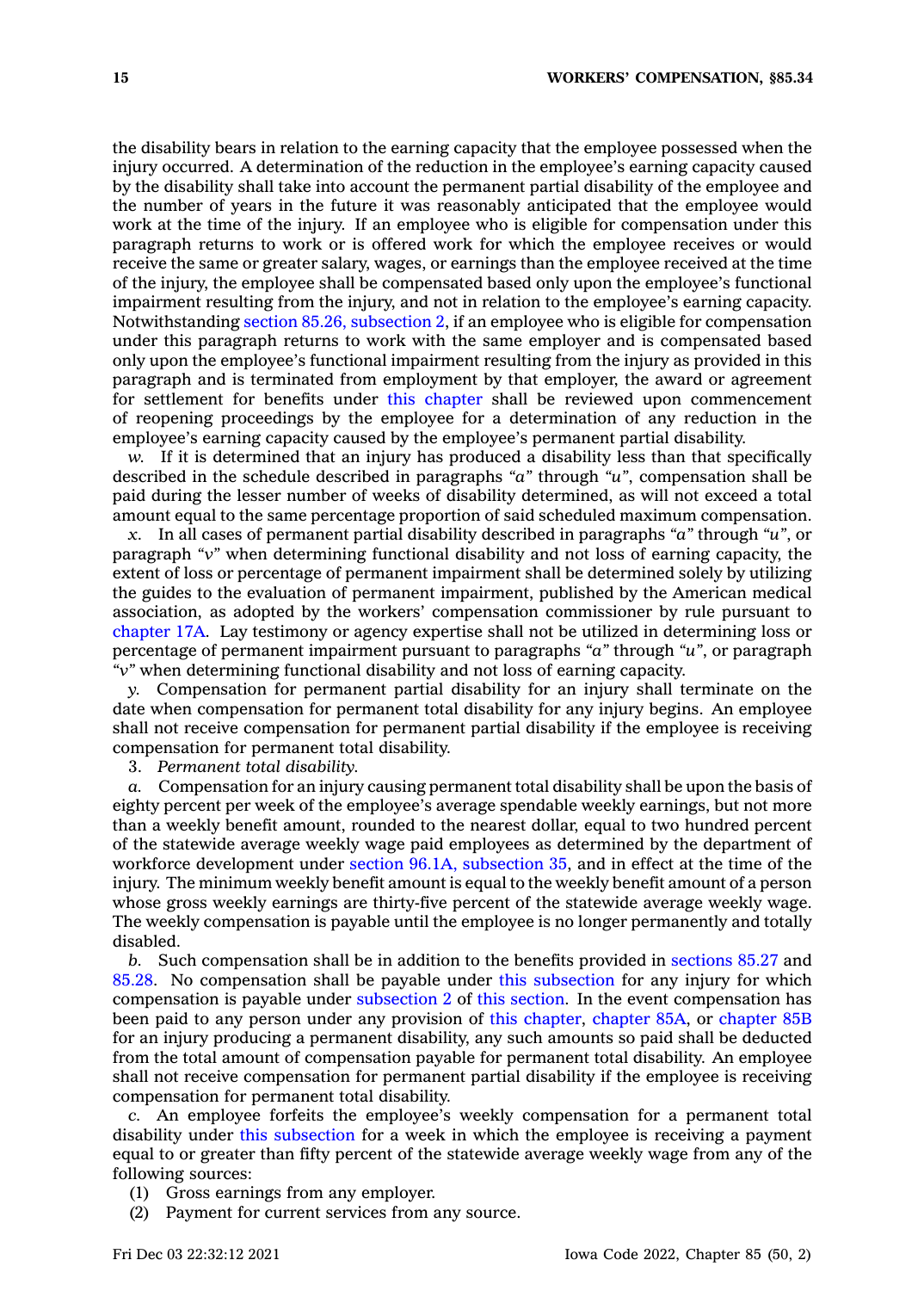the disability bears in relation to the earning capacity that the employee possessed when the injury occurred. A determination of the reduction in the employee's earning capacity caused by the disability shall take into account the permanent partial disability of the employee and the number of years in the future it was reasonably anticipated that the employee would work at the time of the injury. If an employee who is eligible for compensation under this paragraph returns to work or is offered work for which the employee receives or would receive the same or greater salary, wages, or earnings than the employee received at the time of the injury, the employee shall be compensated based only upon the employee's functional impairment resulting from the injury, and not in relation to the employee's earning capacity. Notwithstanding section 85.26, subsection 2, if an employee who is eligible for compensation under this paragraph returns to work with the same employer and is compensated based only upon the employee's functional impairment resulting from the injury as provided in this paragraph and is terminated from employment by that employer, the award or agreement for settlement for benefits under this chapter shall be reviewed upon commencement of reopening proceedings by the employee for a determination of any reduction in the employee's earning capacity caused by the employee's permanent partial disability.

*w.* If it is determined that an injury has produced a disability less than that specifically described in the schedule described in paragraphs *"a"* through *"u"*, compensation shall be paid during the lesser number of weeks of disability determined, as will not exceed a total amount equal to the same percentage proportion of said scheduled maximum compensation.

*x.* In all cases of permanent partial disability described in paragraphs *"a"* through *"u"*, or paragraph *"v"* when determining functional disability and not loss of earning capacity, the extent of loss or percentage of permanent impairment shall be determined solely by utilizing the guides to the evaluation of permanent impairment, published by the American medical association, as adopted by the workers' compensation commissioner by rule pursuant to chapter 17A. Lay testimony or agency expertise shall not be utilized in determining loss or percentage of permanent impairment pursuant to paragraphs *"a"* through *"u"*, or paragraph *"v"* when determining functional disability and not loss of earning capacity.

*y.* Compensation for permanent partial disability for an injury shall terminate on the date when compensation for permanent total disability for any injury begins. An employee shall not receive compensation for permanent partial disability if the employee is receiving compensation for permanent total disability.

3. *Permanent total disability.*

*a.* Compensation for an injury causing permanent total disability shall be upon the basis of eighty percent per week of the employee's average spendable weekly earnings, but not more than a weekly benefit amount, rounded to the nearest dollar, equal to two hundred percent of the statewide average weekly wage paid employees as determined by the department of workforce development under section 96.1A, subsection 35, and in effect at the time of the injury. The minimum weekly benefit amount is equal to the weekly benefit amount of a person whose gross weekly earnings are thirty-five percent of the statewide average weekly wage. The weekly compensation is payable until the employee is no longer permanently and totally disabled.

*b.* Such compensation shall be in addition to the benefits provided in sections 85.27 and 85.28. No compensation shall be payable under this subsection for any injury for which compensation is payable under subsection 2 of this section. In the event compensation has been paid to any person under any provision of this chapter, chapter 85A, or chapter 85B for an injury producing a permanent disability, any such amounts so paid shall be deducted from the total amount of compensation payable for permanent total disability. An employee shall not receive compensation for permanent partial disability if the employee is receiving compensation for permanent total disability.

*c.* An employee forfeits the employee's weekly compensation for a permanent total disability under this subsection for a week in which the employee is receiving a payment equal to or greater than fifty percent of the statewide average weekly wage from any of the following sources:

(1) Gross earnings from any employer.

(2) Payment for current services from any source.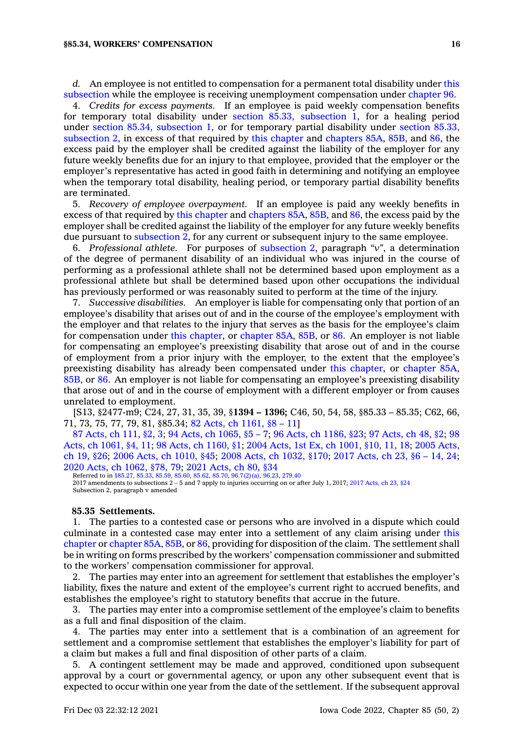*d.* An employee is not entitled to compensation for a permanent total disability under this subsection while the employee is receiving unemployment compensation under chapter 96.

4. *Credits for excess payments.* If an employee is paid weekly compensation benefits for temporary total disability under section 85.33, subsection 1, for a healing period under section 85.34, subsection 1, or for temporary partial disability under section 85.33, subsection 2, in excess of that required by this chapter and chapters 85A, 85B, and 86, the excess paid by the employer shall be credited against the liability of the employer for any future weekly benefits due for an injury to that employee, provided that the employer or the employer's representative has acted in good faith in determining and notifying an employee when the temporary total disability, healing period, or temporary partial disability benefits are terminated.

5. *Recovery of employee overpayment.* If an employee is paid any weekly benefits in excess of that required by this chapter and chapters 85A, 85B, and 86, the excess paid by the employer shall be credited against the liability of the employer for any future weekly benefits due pursuant to subsection 2, for any current or subsequent injury to the same employee.

6. *Professional athlete.* For purposes of subsection 2, paragraph "*v*", a determination of the degree of permanent disability of an individual who was injured in the course of performing as a professional athlete shall not be determined based upon employment as a professional athlete but shall be determined based upon other occupations the individual has previously performed or was reasonably suited to perform at the time of the injury.

7. *Successive disabilities.* An employer is liable for compensating only that portion of an employee's disability that arises out of and in the course of the employee's employment with the employer and that relates to the injury that serves as the basis for the employee's claim for compensation under this chapter, or chapter 85A, 85B, or 86. An employer is not liable for compensating an employee's preexisting disability that arose out of and in the course of employment from a prior injury with the employer, to the extent that the employee's preexisting disability has already been compensated under this chapter, or chapter 85A, 85B, or 86. An employer is not liable for compensating an employee's preexisting disability that arose out of and in the course of employment with a different employer or from causes unrelated to employment.

[S13, §2477-m9; C24, 27, 31, 35, 39, §**1394 – 1396;** C46, 50, 54, 58, §85.33 – 85.35; C62, 66, 71, 73, 75, 77, 79, 81, §85.34; 82 Acts, ch 1161, §8 – 11]

87 Acts, ch 111, §2, 3; 94 Acts, ch 1065, §5 – 7; 96 Acts, ch 1186, §23; 97 Acts, ch 48, §2; 98 Acts, ch 1061, §4, 11; 98 Acts, ch 1160, §1; 2004 Acts, 1st Ex, ch 1001, §10, 11, 18; 2005 Acts, ch 19, §26; 2006 Acts, ch 1010, §45; 2008 Acts, ch 1032, §170; 2017 Acts, ch 23, §6 – 14, 24; 2020 Acts, ch 1062, §78, 79; 2021 Acts, ch 80, §34

Referred to in §85.27, 85.33, 85.59, 85.60, 85.62, 85.70, 96.7(2)(a), 96.23, 279.40

2017 amendments to subsections 2 – 5 and 7 apply to injuries occurring on or after July 1, 2017; 2017 Acts, ch 23, §24

Subsection 2, paragraph v amended

**85.35 Settlements.**

1. The parties to a contested case or persons who are involved in a dispute which could culminate in a contested case may enter into a settlement of any claim arising under this chapter or chapter 85A, 85B, or 86, providing for disposition of the claim. The settlement shall be in writing on forms prescribed by the workers' compensation commissioner and submitted to the workers' compensation commissioner for approval.

2. The parties may enter into an agreement for settlement that establishes the employer's liability, fixes the nature and extent of the employee's current right to accrued benefits, and establishes the employee's right to statutory benefits that accrue in the future.

3. The parties may enter into a compromise settlement of the employee's claim to benefits as a full and final disposition of the claim.

4. The parties may enter into a settlement that is a combination of an agreement for settlement and a compromise settlement that establishes the employer's liability for part of a claim but makes a full and final disposition of other parts of a claim.

5. A contingent settlement may be made and approved, conditioned upon subsequent approval by a court or governmental agency, or upon any other subsequent event that is expected to occur within one year from the date of the settlement. If the subsequent approval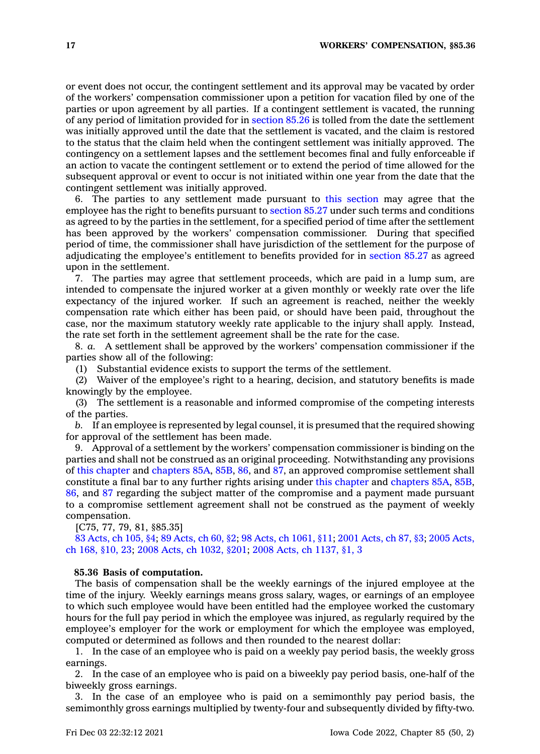or event does not occur, the contingent settlement and its approval may be vacated by order of the workers' compensation commissioner upon a petition for vacation filed by one of the parties or upon agreement by all parties. If a contingent settlement is vacated, the running of any period of limitation provided for in section 85.26 is tolled from the date the settlement was initially approved until the date that the settlement is vacated, and the claim is restored to the status that the claim held when the contingent settlement was initially approved. The contingency on a settlement lapses and the settlement becomes final and fully enforceable if an action to vacate the contingent settlement or to extend the period of time allowed for the subsequent approval or event to occur is not initiated within one year from the date that the contingent settlement was initially approved.

6. The parties to any settlement made pursuant to this section may agree that the employee has the right to benefits pursuant to section 85.27 under such terms and conditions as agreed to by the parties in the settlement, for a specified period of time after the settlement has been approved by the workers' compensation commissioner. During that specified period of time, the commissioner shall have jurisdiction of the settlement for the purpose of adjudicating the employee's entitlement to benefits provided for in section 85.27 as agreed upon in the settlement.

7. The parties may agree that settlement proceeds, which are paid in a lump sum, are intended to compensate the injured worker at a given monthly or weekly rate over the life expectancy of the injured worker. If such an agreement is reached, neither the weekly compensation rate which either has been paid, or should have been paid, throughout the case, nor the maximum statutory weekly rate applicable to the injury shall apply. Instead, the rate set forth in the settlement agreement shall be the rate for the case.

8. *a.* A settlement shall be approved by the workers' compensation commissioner if the parties show all of the following:

(1) Substantial evidence exists to support the terms of the settlement.

(2) Waiver of the employee's right to a hearing, decision, and statutory benefits is made knowingly by the employee.

(3) The settlement is a reasonable and informed compromise of the competing interests of the parties.

*b.* If an employee is represented by legal counsel, it is presumed that the required showing for approval of the settlement has been made.

9. Approval of a settlement by the workers' compensation commissioner is binding on the parties and shall not be construed as an original proceeding. Notwithstanding any provisions of this chapter and chapters 85A, 85B, 86, and 87, an approved compromise settlement shall constitute a final bar to any further rights arising under this chapter and chapters 85A, 85B, 86, and 87 regarding the subject matter of the compromise and a payment made pursuant to a compromise settlement agreement shall not be construed as the payment of weekly compensation.

[C75, 77, 79, 81, §85.35]

83 Acts, ch 105, §4; 89 Acts, ch 60, §2; 98 Acts, ch 1061, §11; 2001 Acts, ch 87, §3; 2005 Acts, ch 168, §10, 23; 2008 Acts, ch 1032, §201; 2008 Acts, ch 1137, §1, 3

**85.36 Basis of computation.**

The basis of compensation shall be the weekly earnings of the injured employee at the time of the injury. Weekly earnings means gross salary, wages, or earnings of an employee to which such employee would have been entitled had the employee worked the customary hours for the full pay period in which the employee was injured, as regularly required by the employee's employer for the work or employment for which the employee was employed, computed or determined as follows and then rounded to the nearest dollar:

1. In the case of an employee who is paid on a weekly pay period basis, the weekly gross earnings.

2. In the case of an employee who is paid on a biweekly pay period basis, one-half of the biweekly gross earnings.

3. In the case of an employee who is paid on a semimonthly pay period basis, the semimonthly gross earnings multiplied by twenty-four and subsequently divided by fifty-two.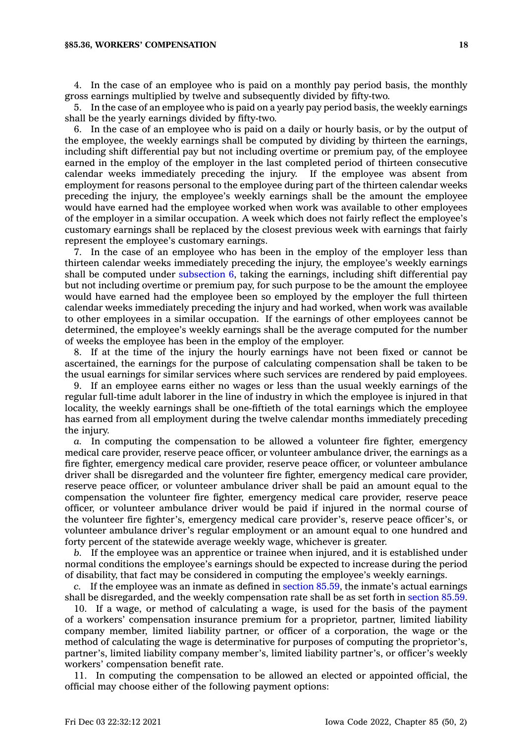4. In the case of an employee who is paid on a monthly pay period basis, the monthly gross earnings multiplied by twelve and subsequently divided by fifty-two.

5. In the case of an employee who is paid on a yearly pay period basis, the weekly earnings shall be the yearly earnings divided by fifty-two.

6. In the case of an employee who is paid on a daily or hourly basis, or by the output of the employee, the weekly earnings shall be computed by dividing by thirteen the earnings, including shift differential pay but not including overtime or premium pay, of the employee earned in the employ of the employer in the last completed period of thirteen consecutive calendar weeks immediately preceding the injury. If the employee was absent from employment for reasons personal to the employee during part of the thirteen calendar weeks preceding the injury, the employee's weekly earnings shall be the amount the employee would have earned had the employee worked when work was available to other employees of the employer in a similar occupation. A week which does not fairly reflect the employee's customary earnings shall be replaced by the closest previous week with earnings that fairly represent the employee's customary earnings.

7. In the case of an employee who has been in the employ of the employer less than thirteen calendar weeks immediately preceding the injury, the employee's weekly earnings shall be computed under subsection 6, taking the earnings, including shift differential pay but not including overtime or premium pay, for such purpose to be the amount the employee would have earned had the employee been so employed by the employer the full thirteen calendar weeks immediately preceding the injury and had worked, when work was available to other employees in a similar occupation. If the earnings of other employees cannot be determined, the employee's weekly earnings shall be the average computed for the number of weeks the employee has been in the employ of the employer.

8. If at the time of the injury the hourly earnings have not been fixed or cannot be ascertained, the earnings for the purpose of calculating compensation shall be taken to be the usual earnings for similar services where such services are rendered by paid employees.

9. If an employee earns either no wages or less than the usual weekly earnings of the regular full-time adult laborer in the line of industry in which the employee is injured in that locality, the weekly earnings shall be one-fiftieth of the total earnings which the employee has earned from all employment during the twelve calendar months immediately preceding the injury.

*a.* In computing the compensation to be allowed a volunteer fire fighter, emergency medical care provider, reserve peace officer, or volunteer ambulance driver, the earnings as a fire fighter, emergency medical care provider, reserve peace officer, or volunteer ambulance driver shall be disregarded and the volunteer fire fighter, emergency medical care provider, reserve peace officer, or volunteer ambulance driver shall be paid an amount equal to the compensation the volunteer fire fighter, emergency medical care provider, reserve peace officer, or volunteer ambulance driver would be paid if injured in the normal course of the volunteer fire fighter's, emergency medical care provider's, reserve peace officer's, or volunteer ambulance driver's regular employment or an amount equal to one hundred and forty percent of the statewide average weekly wage, whichever is greater.

*b.* If the employee was an apprentice or trainee when injured, and it is established under normal conditions the employee's earnings should be expected to increase during the period of disability, that fact may be considered in computing the employee's weekly earnings.

*c.* If the employee was an inmate as defined in section 85.59, the inmate's actual earnings shall be disregarded, and the weekly compensation rate shall be as set forth in section 85.59.

10. If a wage, or method of calculating a wage, is used for the basis of the payment of a workers' compensation insurance premium for a proprietor, partner, limited liability company member, limited liability partner, or officer of a corporation, the wage or the method of calculating the wage is determinative for purposes of computing the proprietor's, partner's, limited liability company member's, limited liability partner's, or officer's weekly workers' compensation benefit rate.

11. In computing the compensation to be allowed an elected or appointed official, the official may choose either of the following payment options: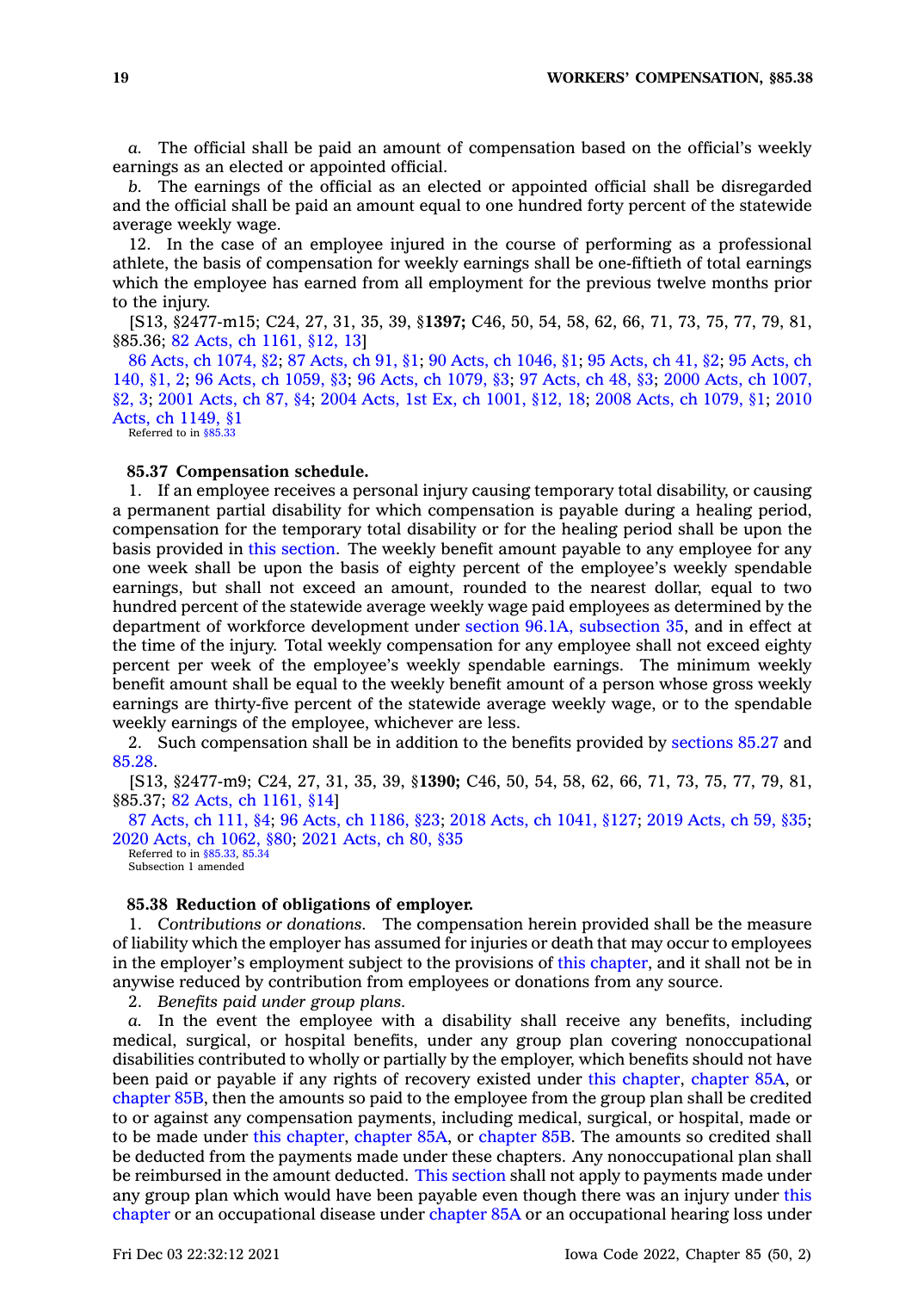*a.* The official shall be paid an amount of compensation based on the official's weekly earnings as an elected or appointed official.

*b.* The earnings of the official as an elected or appointed official shall be disregarded and the official shall be paid an amount equal to one hundred forty percent of the statewide average weekly wage.

12. In the case of an employee injured in the course of performing as a professional athlete, the basis of compensation for weekly earnings shall be one-fiftieth of total earnings which the employee has earned from all employment for the previous twelve months prior to the injury.

[S13, §2477-m15; C24, 27, 31, 35, 39, §**1397;** C46, 50, 54, 58, 62, 66, 71, 73, 75, 77, 79, 81, §85.36; 82 Acts, ch 1161, §12, 13]

86 Acts, ch 1074, §2; 87 Acts, ch 91, §1; 90 Acts, ch 1046, §1; 95 Acts, ch 41, §2; 95 Acts, ch 140, §1, 2; 96 Acts, ch 1059, §3; 96 Acts, ch 1079, §3; 97 Acts, ch 48, §3; 2000 Acts, ch 1007, §2, 3; 2001 Acts, ch 87, §4; 2004 Acts, 1st Ex, ch 1001, §12, 18; 2008 Acts, ch 1079, §1; 2010 Acts, ch 1149, §1

Referred to in §85.33

**85.37 Compensation schedule.**

1. If an employee receives a personal injury causing temporary total disability, or causing a permanent partial disability for which compensation is payable during a healing period, compensation for the temporary total disability or for the healing period shall be upon the basis provided in this section. The weekly benefit amount payable to any employee for any one week shall be upon the basis of eighty percent of the employee's weekly spendable earnings, but shall not exceed an amount, rounded to the nearest dollar, equal to two hundred percent of the statewide average weekly wage paid employees as determined by the department of workforce development under section 96.1A, subsection 35, and in effect at the time of the injury. Total weekly compensation for any employee shall not exceed eighty percent per week of the employee's weekly spendable earnings. The minimum weekly benefit amount shall be equal to the weekly benefit amount of a person whose gross weekly earnings are thirty-five percent of the statewide average weekly wage, or to the spendable weekly earnings of the employee, whichever are less.

2. Such compensation shall be in addition to the benefits provided by sections 85.27 and 85.28.

[S13, §2477-m9; C24, 27, 31, 35, 39, §**1390;** C46, 50, 54, 58, 62, 66, 71, 73, 75, 77, 79, 81, §85.37; 82 Acts, ch 1161, §14]

87 Acts, ch 111, §4; 96 Acts, ch 1186, §23; 2018 Acts, ch 1041, §127; 2019 Acts, ch 59, §35; 2020 Acts, ch 1062, §80; 2021 Acts, ch 80, §35

Referred to in §85.33, 85.34

Subsection 1 amended

**85.38 Reduction of obligations of employer.**

1. *Contributions or donations.* The compensation herein provided shall be the measure of liability which the employer has assumed for injuries or death that may occur to employees in the employer's employment subject to the provisions of this chapter, and it shall not be in anywise reduced by contribution from employees or donations from any source.

2. *Benefits paid under group plans.*

*a.* In the event the employee with a disability shall receive any benefits, including medical, surgical, or hospital benefits, under any group plan covering nonoccupational disabilities contributed to wholly or partially by the employer, which benefits should not have been paid or payable if any rights of recovery existed under this chapter, chapter 85A, or chapter 85B, then the amounts so paid to the employee from the group plan shall be credited to or against any compensation payments, including medical, surgical, or hospital, made or to be made under this chapter, chapter 85A, or chapter 85B. The amounts so credited shall be deducted from the payments made under these chapters. Any nonoccupational plan shall be reimbursed in the amount deducted. This section shall not apply to payments made under any group plan which would have been payable even though there was an injury under this chapter or an occupational disease under chapter 85A or an occupational hearing loss under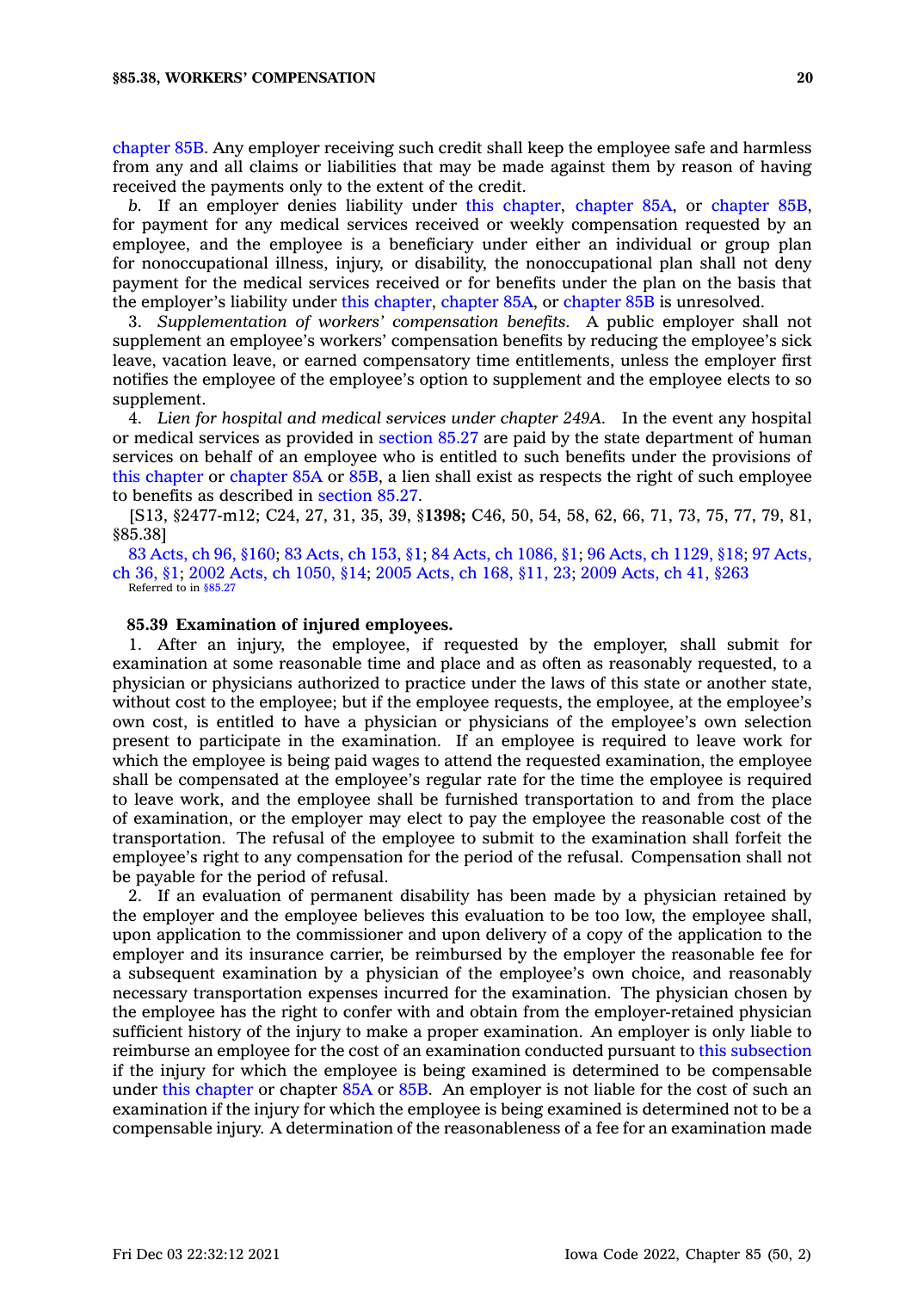chapter 85B. Any employer receiving such credit shall keep the employee safe and harmless from any and all claims or liabilities that may be made against them by reason of having received the payments only to the extent of the credit.

*b.* If an employer denies liability under this chapter, chapter 85A, or chapter 85B, for payment for any medical services received or weekly compensation requested by an employee, and the employee is a beneficiary under either an individual or group plan for nonoccupational illness, injury, or disability, the nonoccupational plan shall not deny payment for the medical services received or for benefits under the plan on the basis that the employer's liability under this chapter, chapter 85A, or chapter 85B is unresolved.

3. *Supplementation of workers' compensation benefits.* A public employer shall not supplement an employee's workers' compensation benefits by reducing the employee's sick leave, vacation leave, or earned compensatory time entitlements, unless the employer first notifies the employee of the employee's option to supplement and the employee elects to so supplement.

4. *Lien for hospital and medical services under chapter 249A.* In the event any hospital or medical services as provided in section 85.27 are paid by the state department of human services on behalf of an employee who is entitled to such benefits under the provisions of this chapter or chapter 85A or 85B, a lien shall exist as respects the right of such employee to benefits as described in section 85.27.

[S13, §2477-m12; C24, 27, 31, 35, 39, §**1398;** C46, 50, 54, 58, 62, 66, 71, 73, 75, 77, 79, 81, §85.38]

83 Acts, ch 96, §160; 83 Acts, ch 153, §1; 84 Acts, ch 1086, §1; 96 Acts, ch 1129, §18; 97 Acts, ch 36, §1; 2002 Acts, ch 1050, §14; 2005 Acts, ch 168, §11, 23; 2009 Acts, ch 41, §263

Referred to in §85.27

**85.39 Examination of injured employees.**

1. After an injury, the employee, if requested by the employer, shall submit for examination at some reasonable time and place and as often as reasonably requested, to a physician or physicians authorized to practice under the laws of this state or another state, without cost to the employee; but if the employee requests, the employee, at the employee's own cost, is entitled to have a physician or physicians of the employee's own selection present to participate in the examination. If an employee is required to leave work for which the employee is being paid wages to attend the requested examination, the employee shall be compensated at the employee's regular rate for the time the employee is required to leave work, and the employee shall be furnished transportation to and from the place of examination, or the employer may elect to pay the employee the reasonable cost of the transportation. The refusal of the employee to submit to the examination shall forfeit the employee's right to any compensation for the period of the refusal. Compensation shall not be payable for the period of refusal.

2. If an evaluation of permanent disability has been made by a physician retained by the employer and the employee believes this evaluation to be too low, the employee shall, upon application to the commissioner and upon delivery of a copy of the application to the employer and its insurance carrier, be reimbursed by the employer the reasonable fee for a subsequent examination by a physician of the employee's own choice, and reasonably necessary transportation expenses incurred for the examination. The physician chosen by the employee has the right to confer with and obtain from the employer-retained physician sufficient history of the injury to make a proper examination. An employer is only liable to reimburse an employee for the cost of an examination conducted pursuant to this subsection if the injury for which the employee is being examined is determined to be compensable under this chapter or chapter 85A or 85B. An employer is not liable for the cost of such an examination if the injury for which the employee is being examined is determined not to be a compensable injury. A determination of the reasonableness of a fee for an examination made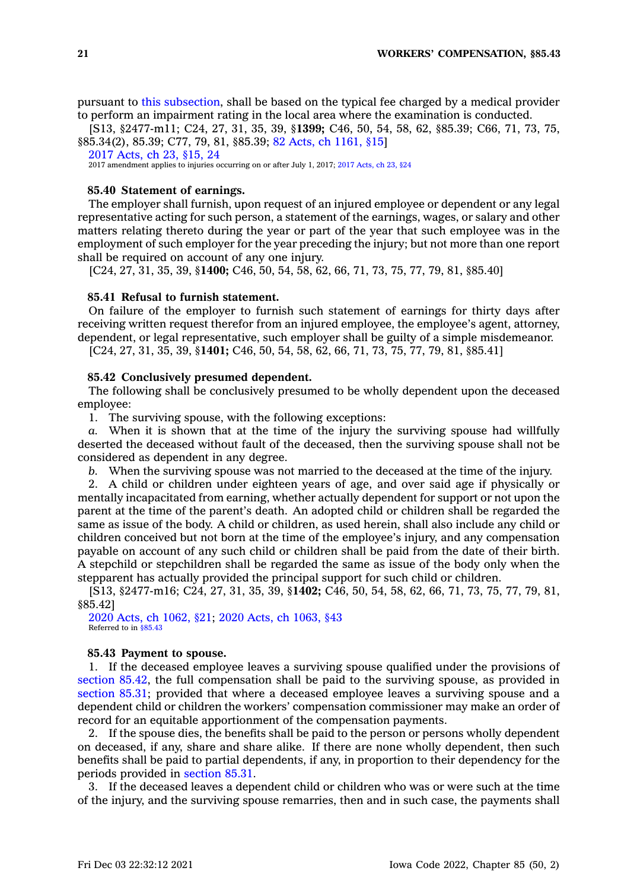pursuant to this subsection, shall be based on the typical fee charged by a medical provider to perform an impairment rating in the local area where the examination is conducted.

[S13, §2477-m11; C24, 27, 31, 35, 39, §**1399;** C46, 50, 54, 58, 62, §85.39; C66, 71, 73, 75, §85.34(2), 85.39; C77, 79, 81, §85.39; 82 Acts, ch 1161, §15]

2017 Acts, ch 23, §15, 24

2017 amendment applies to injuries occurring on or after July 1, 2017; 2017 Acts, ch 23, §24

**85.40 Statement of earnings.**

The employer shall furnish, upon request of an injured employee or dependent or any legal representative acting for such person, a statement of the earnings, wages, or salary and other matters relating thereto during the year or part of the year that such employee was in the employment of such employer for the year preceding the injury; but not more than one report shall be required on account of any one injury.

[C24, 27, 31, 35, 39, §**1400;** C46, 50, 54, 58, 62, 66, 71, 73, 75, 77, 79, 81, §85.40]

**85.41 Refusal to furnish statement.**

On failure of the employer to furnish such statement of earnings for thirty days after receiving written request therefor from an injured employee, the employee's agent, attorney, dependent, or legal representative, such employer shall be guilty of a simple misdemeanor.

[C24, 27, 31, 35, 39, §**1401;** C46, 50, 54, 58, 62, 66, 71, 73, 75, 77, 79, 81, §85.41]

**85.42 Conclusively presumed dependent.**

The following shall be conclusively presumed to be wholly dependent upon the deceased employee:

1. The surviving spouse, with the following exceptions:

*a.* When it is shown that at the time of the injury the surviving spouse had willfully deserted the deceased without fault of the deceased, then the surviving spouse shall not be considered as dependent in any degree.

*b.* When the surviving spouse was not married to the deceased at the time of the injury.

2. A child or children under eighteen years of age, and over said age if physically or mentally incapacitated from earning, whether actually dependent for support or not upon the parent at the time of the parent's death. An adopted child or children shall be regarded the same as issue of the body. A child or children, as used herein, shall also include any child or children conceived but not born at the time of the employee's injury, and any compensation payable on account of any such child or children shall be paid from the date of their birth. A stepchild or stepchildren shall be regarded the same as issue of the body only when the stepparent has actually provided the principal support for such child or children.

[S13, §2477-m16; C24, 27, 31, 35, 39, §**1402;** C46, 50, 54, 58, 62, 66, 71, 73, 75, 77, 79, 81, §85.42]

2020 Acts, ch 1062, §21; 2020 Acts, ch 1063, §43

Referred to in §85.43

**85.43 Payment to spouse.**

1. If the deceased employee leaves a surviving spouse qualified under the provisions of section 85.42, the full compensation shall be paid to the surviving spouse, as provided in section 85.31; provided that where a deceased employee leaves a surviving spouse and a dependent child or children the workers' compensation commissioner may make an order of record for an equitable apportionment of the compensation payments.

2. If the spouse dies, the benefits shall be paid to the person or persons wholly dependent on deceased, if any, share and share alike. If there are none wholly dependent, then such benefits shall be paid to partial dependents, if any, in proportion to their dependency for the periods provided in section 85.31.

3. If the deceased leaves a dependent child or children who was or were such at the time of the injury, and the surviving spouse remarries, then and in such case, the payments shall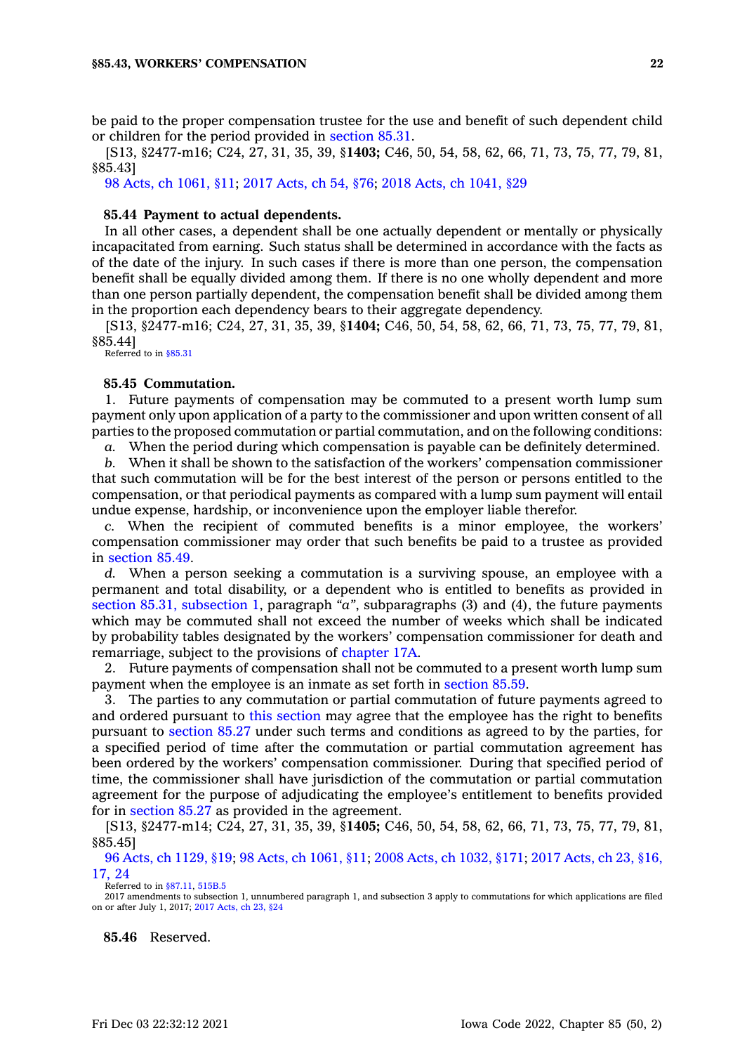be paid to the proper compensation trustee for the use and benefit of such dependent child or children for the period provided in section 85.31.

[S13, §2477-m16; C24, 27, 31, 35, 39, §**1403;** C46, 50, 54, 58, 62, 66, 71, 73, 75, 77, 79, 81, §85.43]

98 Acts, ch 1061, §11; 2017 Acts, ch 54, §76; 2018 Acts, ch 1041, §29

### 85.44 Payment to actual dependents.

In all other cases, a dependent shall be one actually dependent or mentally or physically incapacitated from earning. Such status shall be determined in accordance with the facts as of the date of the injury. In such cases if there is more than one person, the compensation benefit shall be equally divided among them. If there is no one wholly dependent and more than one person partially dependent, the compensation benefit shall be divided among them in the proportion each dependency bears to their aggregate dependency.

[S13, §2477-m16; C24, 27, 31, 35, 39, §**1404;** C46, 50, 54, 58, 62, 66, 71, 73, 75, 77, 79, 81, §85.44]

Referred to in §85.31

### 85.45 Commutation.

1. Future payments of compensation may be commuted to a present worth lump sum payment only upon application of a party to the commissioner and upon written consent of all parties to the proposed commutation or partial commutation, and on the following conditions:

*a.* When the period during which compensation is payable can be definitely determined.

*b.* When it shall be shown to the satisfaction of the workers' compensation commissioner that such commutation will be for the best interest of the person or persons entitled to the compensation, or that periodical payments as compared with a lump sum payment will entail undue expense, hardship, or inconvenience upon the employer liable therefor.

*c.* When the recipient of commuted benefits is a minor employee, the workers' compensation commissioner may order that such benefits be paid to a trustee as provided in section 85.49.

*d.* When a person seeking a commutation is a surviving spouse, an employee with a permanent and total disability, or a dependent who is entitled to benefits as provided in section 85.31, subsection 1, paragraph "*a*", subparagraphs (3) and (4), the future payments which may be commuted shall not exceed the number of weeks which shall be indicated by probability tables designated by the workers' compensation commissioner for death and remarriage, subject to the provisions of chapter 17A.

2. Future payments of compensation shall not be commuted to a present worth lump sum payment when the employee is an inmate as set forth in section 85.59.

3. The parties to any commutation or partial commutation of future payments agreed to and ordered pursuant to this section may agree that the employee has the right to benefits pursuant to section 85.27 under such terms and conditions as agreed to by the parties, for a specified period of time after the commutation or partial commutation agreement has been ordered by the workers' compensation commissioner. During that specified period of time, the commissioner shall have jurisdiction of the commutation or partial commutation agreement for the purpose of adjudicating the employee's entitlement to benefits provided for in section 85.27 as provided in the agreement.

[S13, §2477-m14; C24, 27, 31, 35, 39, §**1405;** C46, 50, 54, 58, 62, 66, 71, 73, 75, 77, 79, 81, §85.45]

96 Acts, ch 1129, §19; 98 Acts, ch 1061, §11; 2008 Acts, ch 1032, §171; 2017 Acts, ch 23, §16, 17, 24

Referred to in §87.11, 515B.5

2017 amendments to subsection 1, unnumbered paragraph 1, and subsection 3 apply to commutations for which applications are filed on or after July 1, 2017; 2017 Acts, ch 23, §24

### 85.46 Reserved.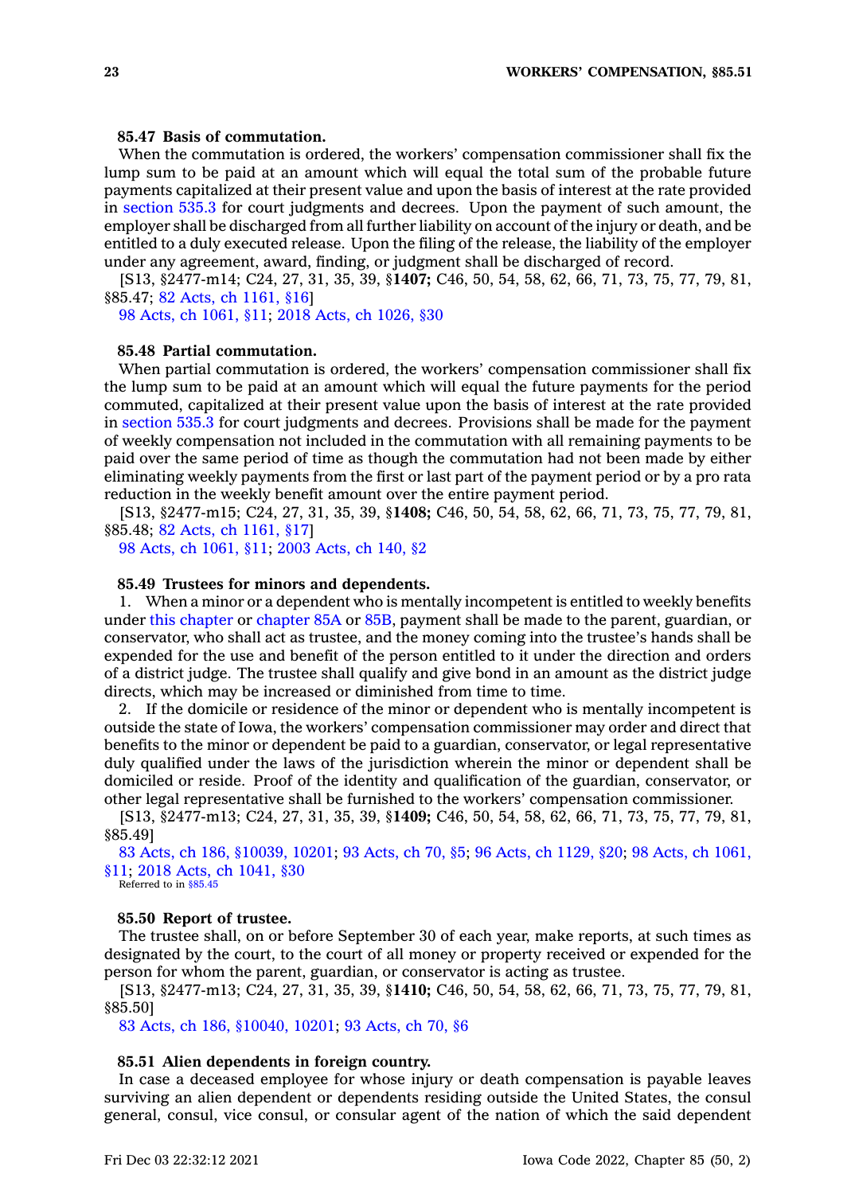**85.47 Basis of commutation.**

When the commutation is ordered, the workers' compensation commissioner shall fix the lump sum to be paid at an amount which will equal the total sum of the probable future payments capitalized at their present value and upon the basis of interest at the rate provided in section 535.3 for court judgments and decrees. Upon the payment of such amount, the employer shall be discharged from all further liability on account of the injury or death, and be entitled to a duly executed release. Upon the filing of the release, the liability of the employer under any agreement, award, finding, or judgment shall be discharged of record.

[S13, §2477-m14; C24, 27, 31, 35, 39, §**1407;** C46, 50, 54, 58, 62, 66, 71, 73, 75, 77, 79, 81, §85.47; 82 Acts, ch 1161, §16]

98 Acts, ch 1061, §11; 2018 Acts, ch 1026, §30

**85.48 Partial commutation.**

When partial commutation is ordered, the workers' compensation commissioner shall fix the lump sum to be paid at an amount which will equal the future payments for the period commuted, capitalized at their present value upon the basis of interest at the rate provided in section 535.3 for court judgments and decrees. Provisions shall be made for the payment of weekly compensation not included in the commutation with all remaining payments to be paid over the same period of time as though the commutation had not been made by either eliminating weekly payments from the first or last part of the payment period or by a pro rata reduction in the weekly benefit amount over the entire payment period.

[S13, §2477-m15; C24, 27, 31, 35, 39, §**1408;** C46, 50, 54, 58, 62, 66, 71, 73, 75, 77, 79, 81, §85.48; 82 Acts, ch 1161, §17]

98 Acts, ch 1061, §11; 2003 Acts, ch 140, §2

**85.49 Trustees for minors and dependents.**

1. When a minor or a dependent who is mentally incompetent is entitled to weekly benefits under this chapter or chapter 85A or 85B, payment shall be made to the parent, guardian, or conservator, who shall act as trustee, and the money coming into the trustee's hands shall be expended for the use and benefit of the person entitled to it under the direction and orders of a district judge. The trustee shall qualify and give bond in an amount as the district judge directs, which may be increased or diminished from time to time.

2. If the domicile or residence of the minor or dependent who is mentally incompetent is outside the state of Iowa, the workers' compensation commissioner may order and direct that benefits to the minor or dependent be paid to a guardian, conservator, or legal representative duly qualified under the laws of the jurisdiction wherein the minor or dependent shall be domiciled or reside. Proof of the identity and qualification of the guardian, conservator, or other legal representative shall be furnished to the workers' compensation commissioner.

[S13, §2477-m13; C24, 27, 31, 35, 39, §**1409;** C46, 50, 54, 58, 62, 66, 71, 73, 75, 77, 79, 81, §85.49]

83 Acts, ch 186, §10039, 10201; 93 Acts, ch 70, §5; 96 Acts, ch 1129, §20; 98 Acts, ch 1061, §11; 2018 Acts, ch 1041, §30

Referred to in §85.45

**85.50 Report of trustee.**

The trustee shall, on or before September 30 of each year, make reports, at such times as designated by the court, to the court of all money or property received or expended for the person for whom the parent, guardian, or conservator is acting as trustee.

[S13, §2477-m13; C24, 27, 31, 35, 39, §**1410;** C46, 50, 54, 58, 62, 66, 71, 73, 75, 77, 79, 81, §85.50]

83 Acts, ch 186, §10040, 10201; 93 Acts, ch 70, §6

**85.51 Alien dependents in foreign country.**

In case a deceased employee for whose injury or death compensation is payable leaves surviving an alien dependent or dependents residing outside the United States, the consul general, consul, vice consul, or consular agent of the nation of which the said dependent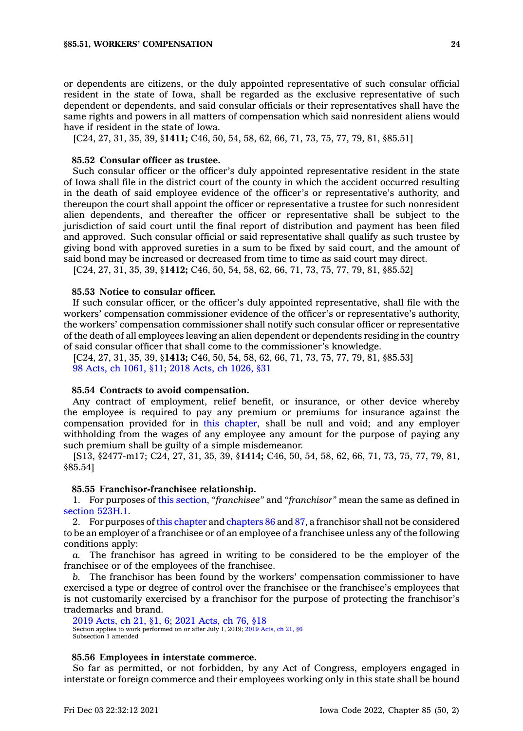or dependents are citizens, or the duly appointed representative of such consular official resident in the state of Iowa, shall be regarded as the exclusive representative of such dependent or dependents, and said consular officials or their representatives shall have the same rights and powers in all matters of compensation which said nonresident aliens would have if resident in the state of Iowa.

[C24, 27, 31, 35, 39, §**1411;** C46, 50, 54, 58, 62, 66, 71, 73, 75, 77, 79, 81, §85.51]

**85.52 Consular officer as trustee.**

Such consular officer or the officer's duly appointed representative resident in the state of Iowa shall file in the district court of the county in which the accident occurred resulting in the death of said employee evidence of the officer's or representative's authority, and thereupon the court shall appoint the officer or representative a trustee for such nonresident alien dependents, and thereafter the officer or representative shall be subject to the jurisdiction of said court until the final report of distribution and payment has been filed and approved. Such consular official or said representative shall qualify as such trustee by giving bond with approved sureties in a sum to be fixed by said court, and the amount of said bond may be increased or decreased from time to time as said court may direct.

[C24, 27, 31, 35, 39, §**1412;** C46, 50, 54, 58, 62, 66, 71, 73, 75, 77, 79, 81, §85.52]

**85.53 Notice to consular officer.**

If such consular officer, or the officer's duly appointed representative, shall file with the workers' compensation commissioner evidence of the officer's or representative's authority, the workers' compensation commissioner shall notify such consular officer or representative of the death of all employees leaving an alien dependent or dependents residing in the country of said consular officer that shall come to the commissioner's knowledge.

[C24, 27, 31, 35, 39, §**1413;** C46, 50, 54, 58, 62, 66, 71, 73, 75, 77, 79, 81, §85.53]
98 Acts, ch 1061, §11; 2018 Acts, ch 1026, §31

**85.54 Contracts to avoid compensation.**

Any contract of employment, relief benefit, or insurance, or other device whereby the employee is required to pay any premium or premiums for insurance against the compensation provided for in this chapter, shall be null and void; and any employer withholding from the wages of any employee any amount for the purpose of paying any such premium shall be guilty of a simple misdemeanor.

[S13, §2477-m17; C24, 27, 31, 35, 39, §**1414;** C46, 50, 54, 58, 62, 66, 71, 73, 75, 77, 79, 81, §85.54]

**85.55 Franchisor-franchisee relationship.**

1. For purposes of this section, *"franchisee"* and *"franchisor"* mean the same as defined in section 523H.1.

2. For purposes of this chapter and chapters 86 and 87, a franchisor shall not be considered to be an employer of a franchisee or of an employee of a franchisee unless any of the following conditions apply:

*a.* The franchisor has agreed in writing to be considered to be the employer of the franchisee or of the employees of the franchisee.

*b.* The franchisor has been found by the workers' compensation commissioner to have exercised a type or degree of control over the franchisee or the franchisee's employees that is not customarily exercised by a franchisor for the purpose of protecting the franchisor's trademarks and brand.

2019 Acts, ch 21, §1, 6; 2021 Acts, ch 76, §18
Section applies to work performed on or after July 1, 2019; 2019 Acts, ch 21, §6
Subsection 1 amended

**85.56 Employees in interstate commerce.**

So far as permitted, or not forbidden, by any Act of Congress, employers engaged in interstate or foreign commerce and their employees working only in this state shall be bound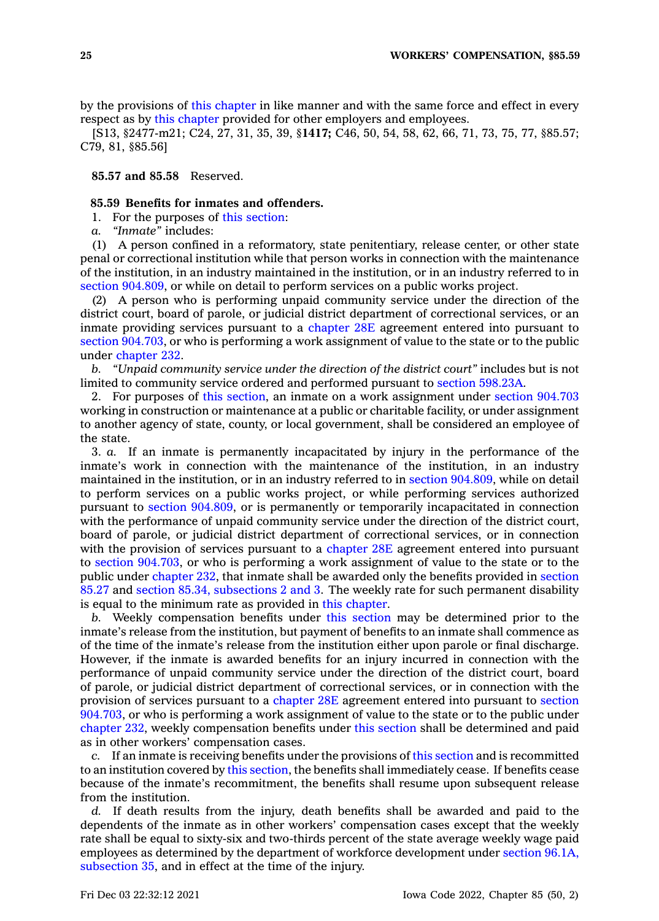by the provisions of this chapter in like manner and with the same force and effect in every respect as by this chapter provided for other employers and employees.

[S13, §2477-m21; C24, 27, 31, 35, 39, §**1417;** C46, 50, 54, 58, 62, 66, 71, 73, 75, 77, §85.57; C79, 81, §85.56]

**85.57 and 85.58** Reserved.

**85.59 Benefits for inmates and offenders.**

1. For the purposes of this section:

*a. "Inmate"* includes:

(1) A person confined in a reformatory, state penitentiary, release center, or other state penal or correctional institution while that person works in connection with the maintenance of the institution, in an industry maintained in the institution, or in an industry referred to in section 904.809, or while on detail to perform services on a public works project.

(2) A person who is performing unpaid community service under the direction of the district court, board of parole, or judicial district department of correctional services, or an inmate providing services pursuant to a chapter 28E agreement entered into pursuant to section 904.703, or who is performing a work assignment of value to the state or to the public under chapter 232.

*b. "Unpaid community service under the direction of the district court"* includes but is not limited to community service ordered and performed pursuant to section 598.23A.

2. For purposes of this section, an inmate on a work assignment under section 904.703 working in construction or maintenance at a public or charitable facility, or under assignment to another agency of state, county, or local government, shall be considered an employee of the state.

3. *a.* If an inmate is permanently incapacitated by injury in the performance of the inmate's work in connection with the maintenance of the institution, in an industry maintained in the institution, or in an industry referred to in section 904.809, while on detail to perform services on a public works project, or while performing services authorized pursuant to section 904.809, or is permanently or temporarily incapacitated in connection with the performance of unpaid community service under the direction of the district court, board of parole, or judicial district department of correctional services, or in connection with the provision of services pursuant to a chapter 28E agreement entered into pursuant to section 904.703, or who is performing a work assignment of value to the state or to the public under chapter 232, that inmate shall be awarded only the benefits provided in section 85.27 and section 85.34, subsections 2 and 3. The weekly rate for such permanent disability is equal to the minimum rate as provided in this chapter.

*b.* Weekly compensation benefits under this section may be determined prior to the inmate's release from the institution, but payment of benefits to an inmate shall commence as of the time of the inmate's release from the institution either upon parole or final discharge. However, if the inmate is awarded benefits for an injury incurred in connection with the performance of unpaid community service under the direction of the district court, board of parole, or judicial district department of correctional services, or in connection with the provision of services pursuant to a chapter 28E agreement entered into pursuant to section 904.703, or who is performing a work assignment of value to the state or to the public under chapter 232, weekly compensation benefits under this section shall be determined and paid as in other workers' compensation cases.

*c.* If an inmate is receiving benefits under the provisions of this section and is recommitted to an institution covered by this section, the benefits shall immediately cease. If benefits cease because of the inmate's recommitment, the benefits shall resume upon subsequent release from the institution.

*d.* If death results from the injury, death benefits shall be awarded and paid to the dependents of the inmate as in other workers' compensation cases except that the weekly rate shall be equal to sixty-six and two-thirds percent of the state average weekly wage paid employees as determined by the department of workforce development under section 96.1A, subsection 35, and in effect at the time of the injury.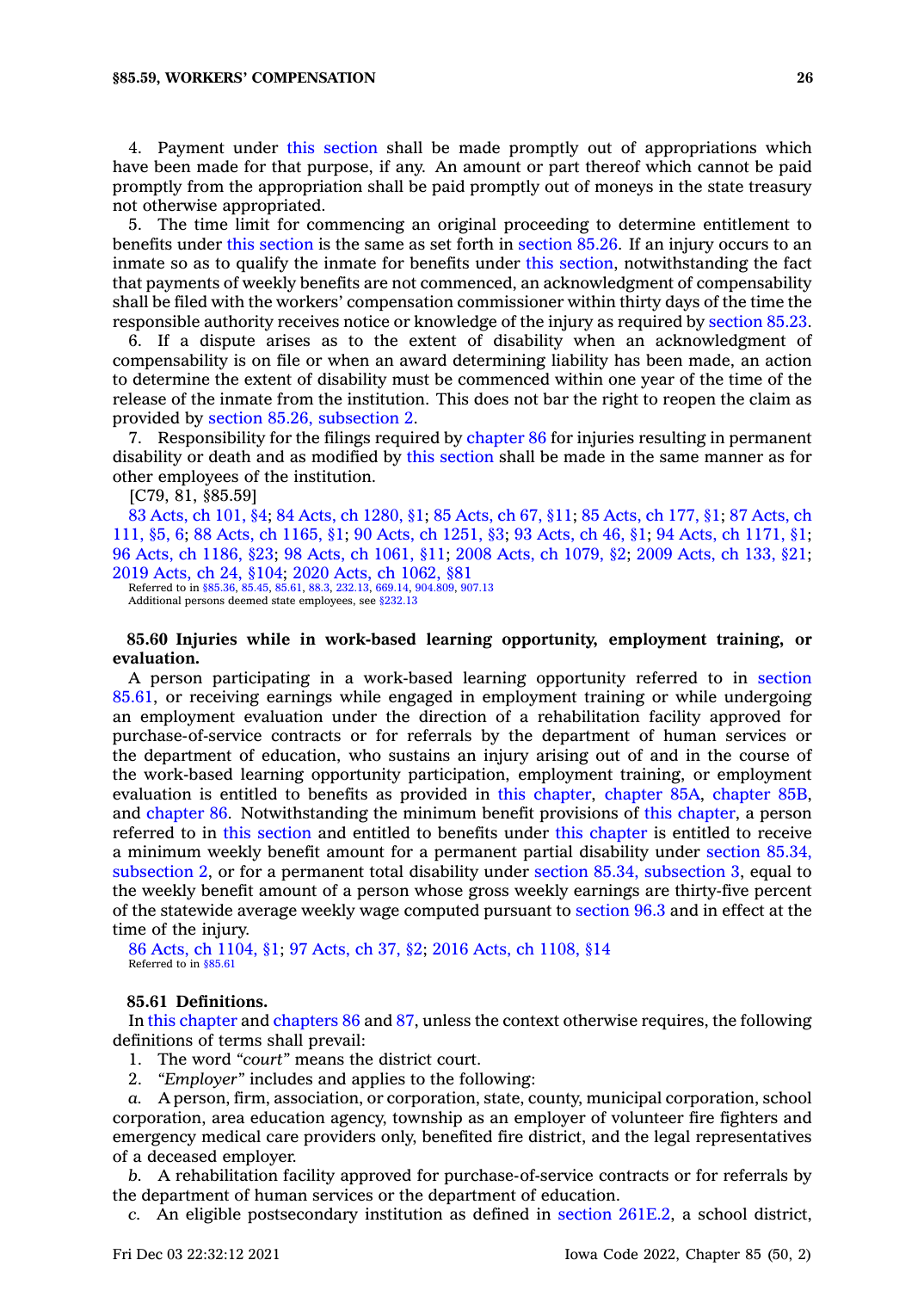4. Payment under this section shall be made promptly out of appropriations which have been made for that purpose, if any. An amount or part thereof which cannot be paid promptly from the appropriation shall be paid promptly out of moneys in the state treasury not otherwise appropriated.

5. The time limit for commencing an original proceeding to determine entitlement to benefits under this section is the same as set forth in section 85.26. If an injury occurs to an inmate so as to qualify the inmate for benefits under this section, notwithstanding the fact that payments of weekly benefits are not commenced, an acknowledgment of compensability shall be filed with the workers' compensation commissioner within thirty days of the time the responsible authority receives notice or knowledge of the injury as required by section 85.23.

6. If a dispute arises as to the extent of disability when an acknowledgment of compensability is on file or when an award determining liability has been made, an action to determine the extent of disability must be commenced within one year of the time of the release of the inmate from the institution. This does not bar the right to reopen the claim as provided by section 85.26, subsection 2.

7. Responsibility for the filings required by chapter 86 for injuries resulting in permanent disability or death and as modified by this section shall be made in the same manner as for other employees of the institution.

[C79, 81, §85.59]

83 Acts, ch 101, §4; 84 Acts, ch 1280, §1; 85 Acts, ch 67, §11; 85 Acts, ch 177, §1; 87 Acts, ch 111, §5, 6; 88 Acts, ch 1165, §1; 90 Acts, ch 1251, §3; 93 Acts, ch 46, §1; 94 Acts, ch 1171, §1; 96 Acts, ch 1186, §23; 98 Acts, ch 1061, §11; 2008 Acts, ch 1079, §2; 2009 Acts, ch 133, §21; 2019 Acts, ch 24, §104; 2020 Acts, ch 1062, §81

Referred to in §85.36, 85.45, 85.61, 88.3, 232.13, 669.14, 904.809, 907.13

Additional persons deemed state employees, see §232.13

**85.60 Injuries while in work-based learning opportunity, employment training, or evaluation.**

A person participating in a work-based learning opportunity referred to in section 85.61, or receiving earnings while engaged in employment training or while undergoing an employment evaluation under the direction of a rehabilitation facility approved for purchase-of-service contracts or for referrals by the department of human services or the department of education, who sustains an injury arising out of and in the course of the work-based learning opportunity participation, employment training, or employment evaluation is entitled to benefits as provided in this chapter, chapter 85A, chapter 85B, and chapter 86. Notwithstanding the minimum benefit provisions of this chapter, a person referred to in this section and entitled to benefits under this chapter is entitled to receive a minimum weekly benefit amount for a permanent partial disability under section 85.34, subsection 2, or for a permanent total disability under section 85.34, subsection 3, equal to the weekly benefit amount of a person whose gross weekly earnings are thirty-five percent of the statewide average weekly wage computed pursuant to section 96.3 and in effect at the time of the injury.

86 Acts, ch 1104, §1; 97 Acts, ch 37, §2; 2016 Acts, ch 1108, §14

Referred to in §85.61

**85.61 Definitions.**

In this chapter and chapters 86 and 87, unless the context otherwise requires, the following definitions of terms shall prevail:

1. The word *"court"* means the district court.

2. *"Employer"* includes and applies to the following:

*a.* A person, firm, association, or corporation, state, county, municipal corporation, school corporation, area education agency, township as an employer of volunteer fire fighters and emergency medical care providers only, benefited fire district, and the legal representatives of a deceased employer.

*b.* A rehabilitation facility approved for purchase-of-service contracts or for referrals by the department of human services or the department of education.

*c.* An eligible postsecondary institution as defined in section 261E.2, a school district,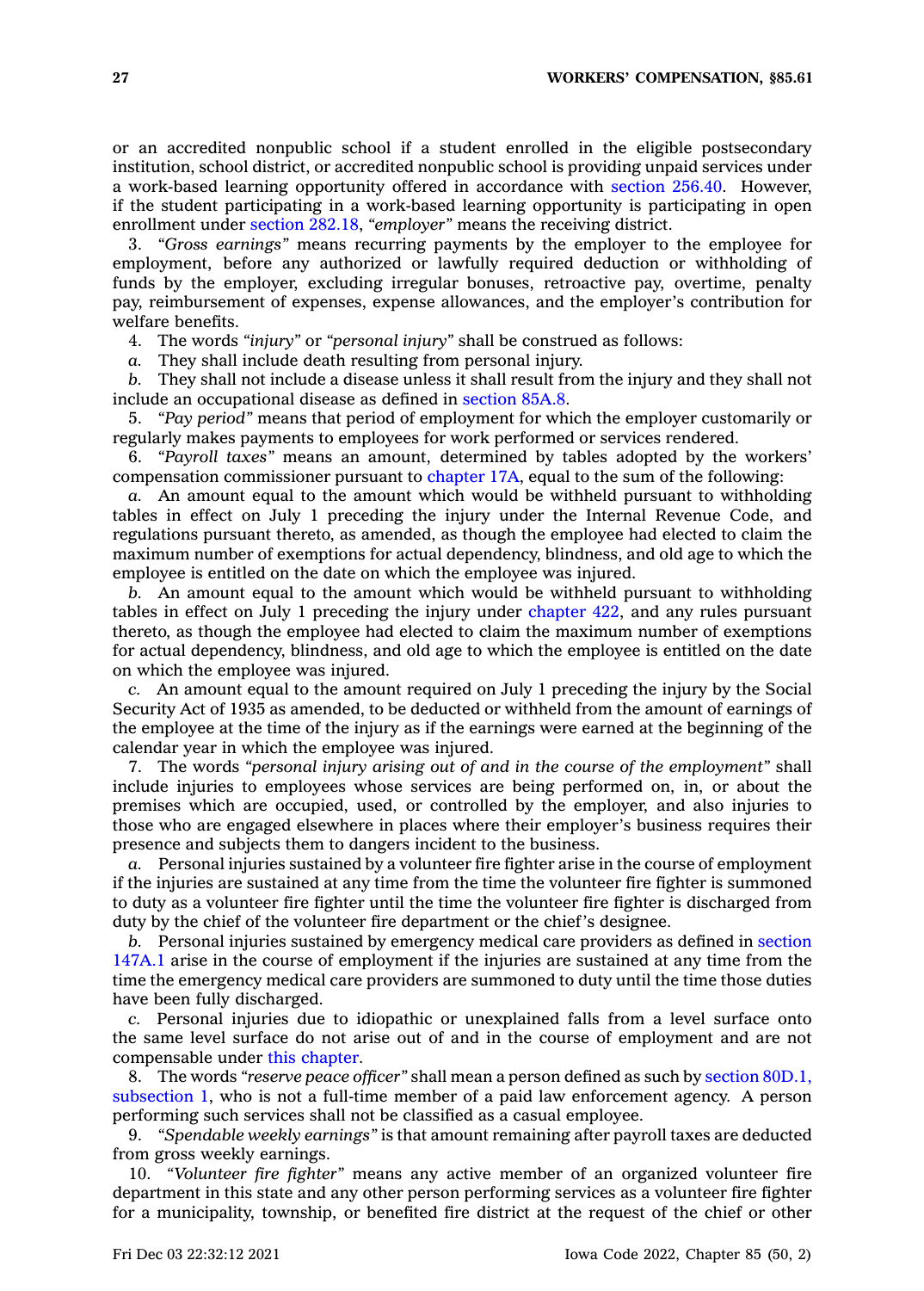or an accredited nonpublic school if a student enrolled in the eligible postsecondary institution, school district, or accredited nonpublic school is providing unpaid services under a work-based learning opportunity offered in accordance with section 256.40. However, if the student participating in a work-based learning opportunity is participating in open enrollment under section 282.18, *"employer"* means the receiving district.

3. *"Gross earnings"* means recurring payments by the employer to the employee for employment, before any authorized or lawfully required deduction or withholding of funds by the employer, excluding irregular bonuses, retroactive pay, overtime, penalty pay, reimbursement of expenses, expense allowances, and the employer's contribution for welfare benefits.

4. The words *"injury"* or *"personal injury"* shall be construed as follows:

*a.* They shall include death resulting from personal injury.

*b.* They shall not include a disease unless it shall result from the injury and they shall not include an occupational disease as defined in section 85A.8.

5. *"Pay period"* means that period of employment for which the employer customarily or regularly makes payments to employees for work performed or services rendered.

6. *"Payroll taxes"* means an amount, determined by tables adopted by the workers' compensation commissioner pursuant to chapter 17A, equal to the sum of the following:

*a.* An amount equal to the amount which would be withheld pursuant to withholding tables in effect on July 1 preceding the injury under the Internal Revenue Code, and regulations pursuant thereto, as amended, as though the employee had elected to claim the maximum number of exemptions for actual dependency, blindness, and old age to which the employee is entitled on the date on which the employee was injured.

*b.* An amount equal to the amount which would be withheld pursuant to withholding tables in effect on July 1 preceding the injury under chapter 422, and any rules pursuant thereto, as though the employee had elected to claim the maximum number of exemptions for actual dependency, blindness, and old age to which the employee is entitled on the date on which the employee was injured.

*c.* An amount equal to the amount required on July 1 preceding the injury by the Social Security Act of 1935 as amended, to be deducted or withheld from the amount of earnings of the employee at the time of the injury as if the earnings were earned at the beginning of the calendar year in which the employee was injured.

7. The words *"personal injury arising out of and in the course of the employment"* shall include injuries to employees whose services are being performed on, in, or about the premises which are occupied, used, or controlled by the employer, and also injuries to those who are engaged elsewhere in places where their employer's business requires their presence and subjects them to dangers incident to the business.

*a.* Personal injuries sustained by a volunteer fire fighter arise in the course of employment if the injuries are sustained at any time from the time the volunteer fire fighter is summoned to duty as a volunteer fire fighter until the time the volunteer fire fighter is discharged from duty by the chief of the volunteer fire department or the chief's designee.

*b.* Personal injuries sustained by emergency medical care providers as defined in section 147A.1 arise in the course of employment if the injuries are sustained at any time from the time the emergency medical care providers are summoned to duty until the time those duties have been fully discharged.

*c.* Personal injuries due to idiopathic or unexplained falls from a level surface onto the same level surface do not arise out of and in the course of employment and are not compensable under this chapter.

8. The words *"reserve peace officer"* shall mean a person defined as such by section 80D.1, subsection 1, who is not a full-time member of a paid law enforcement agency. A person performing such services shall not be classified as a casual employee.

9. *"Spendable weekly earnings"* is that amount remaining after payroll taxes are deducted from gross weekly earnings.

10. *"Volunteer fire fighter"* means any active member of an organized volunteer fire department in this state and any other person performing services as a volunteer fire fighter for a municipality, township, or benefited fire district at the request of the chief or other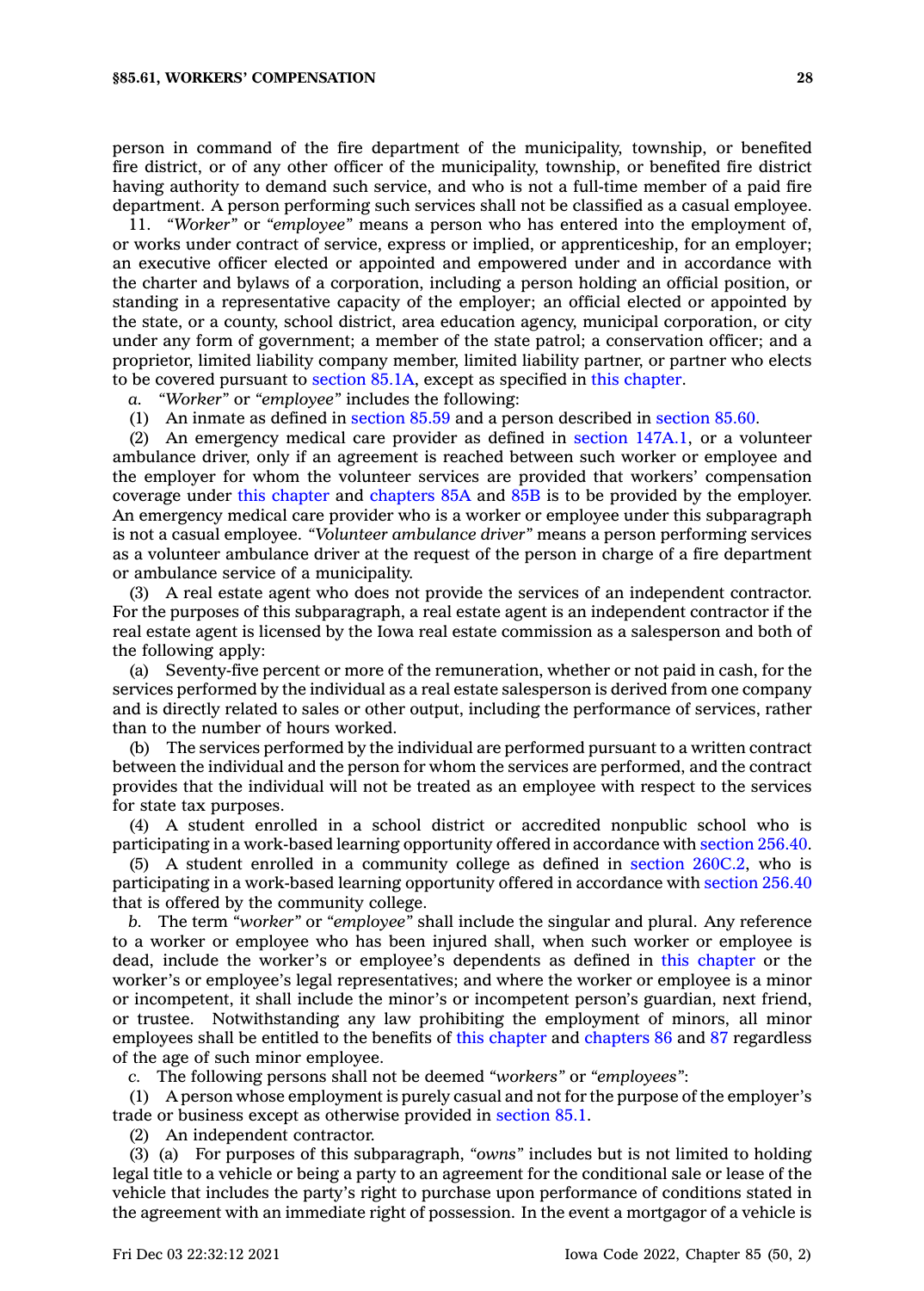person in command of the fire department of the municipality, township, or benefited fire district, or of any other officer of the municipality, township, or benefited fire district having authority to demand such service, and who is not a full-time member of a paid fire department. A person performing such services shall not be classified as a casual employee.

11. *"Worker"* or *"employee"* means a person who has entered into the employment of, or works under contract of service, express or implied, or apprenticeship, for an employer; an executive officer elected or appointed and empowered under and in accordance with the charter and bylaws of a corporation, including a person holding an official position, or standing in a representative capacity of the employer; an official elected or appointed by the state, or a county, school district, area education agency, municipal corporation, or city under any form of government; a member of the state patrol; a conservation officer; and a proprietor, limited liability company member, limited liability partner, or partner who elects to be covered pursuant to section 85.1A, except as specified in this chapter.

*a.* *"Worker"* or *"employee"* includes the following:

(1) An inmate as defined in section 85.59 and a person described in section 85.60.

(2) An emergency medical care provider as defined in section 147A.1, or a volunteer ambulance driver, only if an agreement is reached between such worker or employee and the employer for whom the volunteer services are provided that workers' compensation coverage under this chapter and chapters 85A and 85B is to be provided by the employer. An emergency medical care provider who is a worker or employee under this subparagraph is not a casual employee. *"Volunteer ambulance driver"* means a person performing services as a volunteer ambulance driver at the request of the person in charge of a fire department or ambulance service of a municipality.

(3) A real estate agent who does not provide the services of an independent contractor. For the purposes of this subparagraph, a real estate agent is an independent contractor if the real estate agent is licensed by the Iowa real estate commission as a salesperson and both of the following apply:

(a) Seventy-five percent or more of the remuneration, whether or not paid in cash, for the services performed by the individual as a real estate salesperson is derived from one company and is directly related to sales or other output, including the performance of services, rather than to the number of hours worked.

(b) The services performed by the individual are performed pursuant to a written contract between the individual and the person for whom the services are performed, and the contract provides that the individual will not be treated as an employee with respect to the services for state tax purposes.

(4) A student enrolled in a school district or accredited nonpublic school who is participating in a work-based learning opportunity offered in accordance with section 256.40.

(5) A student enrolled in a community college as defined in section 260C.2, who is participating in a work-based learning opportunity offered in accordance with section 256.40 that is offered by the community college.

*b.* The term *"worker"* or *"employee"* shall include the singular and plural. Any reference to a worker or employee who has been injured shall, when such worker or employee is dead, include the worker's or employee's dependents as defined in this chapter or the worker's or employee's legal representatives; and where the worker or employee is a minor or incompetent, it shall include the minor's or incompetent person's guardian, next friend, or trustee. Notwithstanding any law prohibiting the employment of minors, all minor employees shall be entitled to the benefits of this chapter and chapters 86 and 87 regardless of the age of such minor employee.

*c.* The following persons shall not be deemed *"workers"* or *"employees"*:

(1) A person whose employment is purely casual and not for the purpose of the employer's trade or business except as otherwise provided in section 85.1.

(2) An independent contractor.

(3) (a) For purposes of this subparagraph, *"owns"* includes but is not limited to holding legal title to a vehicle or being a party to an agreement for the conditional sale or lease of the vehicle that includes the party's right to purchase upon performance of conditions stated in the agreement with an immediate right of possession. In the event a mortgagor of a vehicle is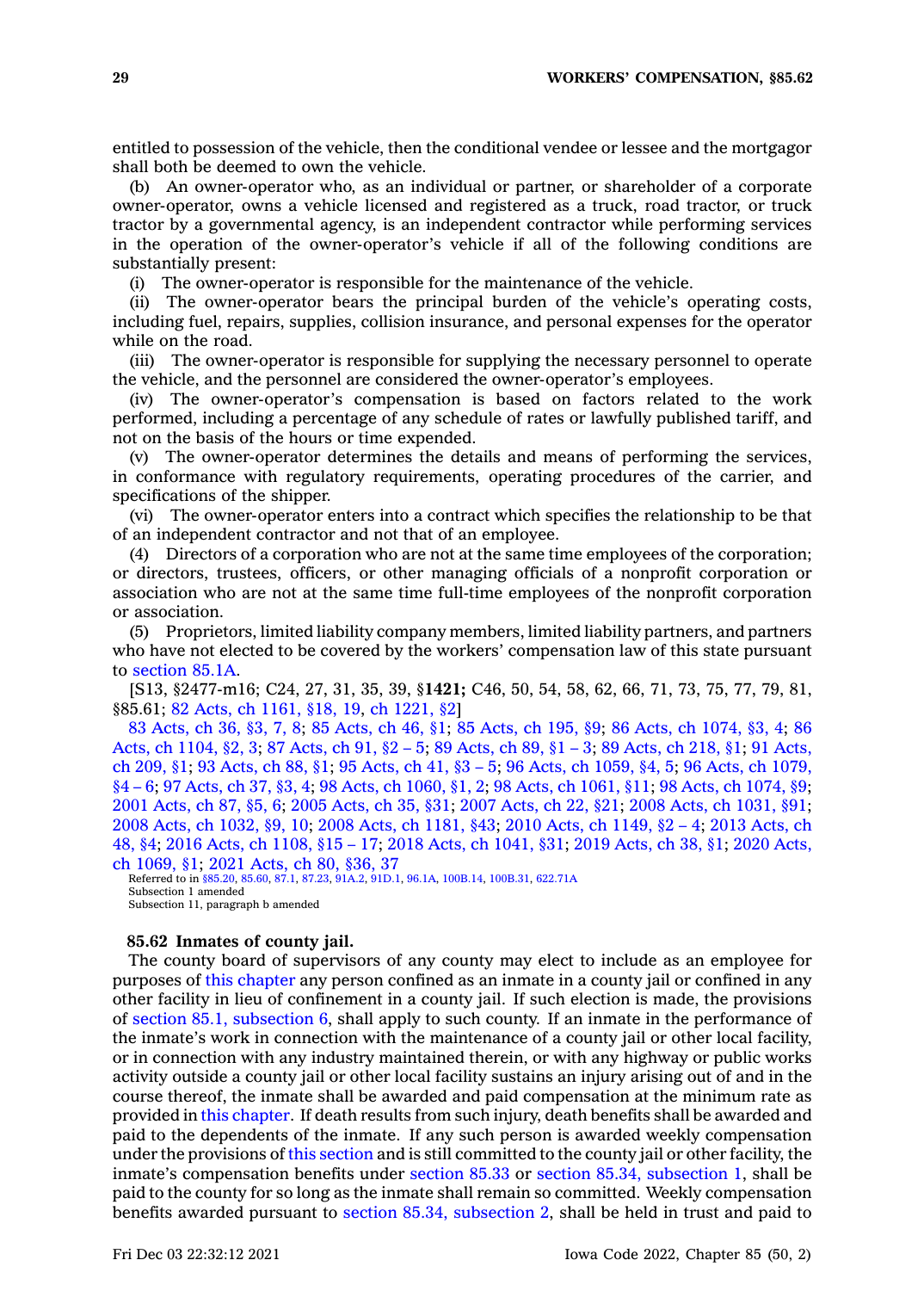entitled to possession of the vehicle, then the conditional vendee or lessee and the mortgagor shall both be deemed to own the vehicle.

(b) An owner-operator who, as an individual or partner, or shareholder of a corporate owner-operator, owns a vehicle licensed and registered as a truck, road tractor, or truck tractor by a governmental agency, is an independent contractor while performing services in the operation of the owner-operator's vehicle if all of the following conditions are substantially present:

(i) The owner-operator is responsible for the maintenance of the vehicle.

(ii) The owner-operator bears the principal burden of the vehicle's operating costs, including fuel, repairs, supplies, collision insurance, and personal expenses for the operator while on the road.

(iii) The owner-operator is responsible for supplying the necessary personnel to operate the vehicle, and the personnel are considered the owner-operator's employees.

(iv) The owner-operator's compensation is based on factors related to the work performed, including a percentage of any schedule of rates or lawfully published tariff, and not on the basis of the hours or time expended.

(v) The owner-operator determines the details and means of performing the services, in conformance with regulatory requirements, operating procedures of the carrier, and specifications of the shipper.

(vi) The owner-operator enters into a contract which specifies the relationship to be that of an independent contractor and not that of an employee.

(4) Directors of a corporation who are not at the same time employees of the corporation; or directors, trustees, officers, or other managing officials of a nonprofit corporation or association who are not at the same time full-time employees of the nonprofit corporation or association.

(5) Proprietors, limited liability company members, limited liability partners, and partners who have not elected to be covered by the workers' compensation law of this state pursuant to section 85.1A.

[S13, §2477-m16; C24, 27, 31, 35, 39, §**1421;** C46, 50, 54, 58, 62, 66, 71, 73, 75, 77, 79, 81, §85.61; 82 Acts, ch 1161, §18, 19, ch 1221, §2]

83 Acts, ch 36, §3, 7, 8; 85 Acts, ch 46, §1; 85 Acts, ch 195, §9; 86 Acts, ch 1074, §3, 4; 86 Acts, ch 1104, §2, 3; 87 Acts, ch 91, §2 – 5; 89 Acts, ch 89, §1 – 3; 89 Acts, ch 218, §1; 91 Acts, ch 209, §1; 93 Acts, ch 88, §1; 95 Acts, ch 41, §3 – 5; 96 Acts, ch 1059, §4, 5; 96 Acts, ch 1079, §4 – 6; 97 Acts, ch 37, §3, 4; 98 Acts, ch 1060, §1, 2; 98 Acts, ch 1061, §11; 98 Acts, ch 1074, §9; 2001 Acts, ch 87, §5, 6; 2005 Acts, ch 35, §31; 2007 Acts, ch 22, §21; 2008 Acts, ch 1031, §91; 2008 Acts, ch 1032, §9, 10; 2008 Acts, ch 1181, §43; 2010 Acts, ch 1149, §2 – 4; 2013 Acts, ch 48, §4; 2016 Acts, ch 1108, §15 – 17; 2018 Acts, ch 1041, §31; 2019 Acts, ch 38, §1; 2020 Acts, ch 1069, §1; 2021 Acts, ch 80, §36, 37

Referred to in §85.20, 85.60, 87.1, 87.23, 91A.2, 91D.1, 96.1A, 100B.14, 100B.31, 622.71A
Subsection 1 amended
Subsection 11, paragraph b amended

**85.62 Inmates of county jail.**

The county board of supervisors of any county may elect to include as an employee for purposes of this chapter any person confined as an inmate in a county jail or confined in any other facility in lieu of confinement in a county jail. If such election is made, the provisions of section 85.1, subsection 6, shall apply to such county. If an inmate in the performance of the inmate's work in connection with the maintenance of a county jail or other local facility, or in connection with any industry maintained therein, or with any highway or public works activity outside a county jail or other local facility sustains an injury arising out of and in the course thereof, the inmate shall be awarded and paid compensation at the minimum rate as provided in this chapter. If death results from such injury, death benefits shall be awarded and paid to the dependents of the inmate. If any such person is awarded weekly compensation under the provisions of this section and is still committed to the county jail or other facility, the inmate's compensation benefits under section 85.33 or section 85.34, subsection 1, shall be paid to the county for so long as the inmate shall remain so committed. Weekly compensation benefits awarded pursuant to section 85.34, subsection 2, shall be held in trust and paid to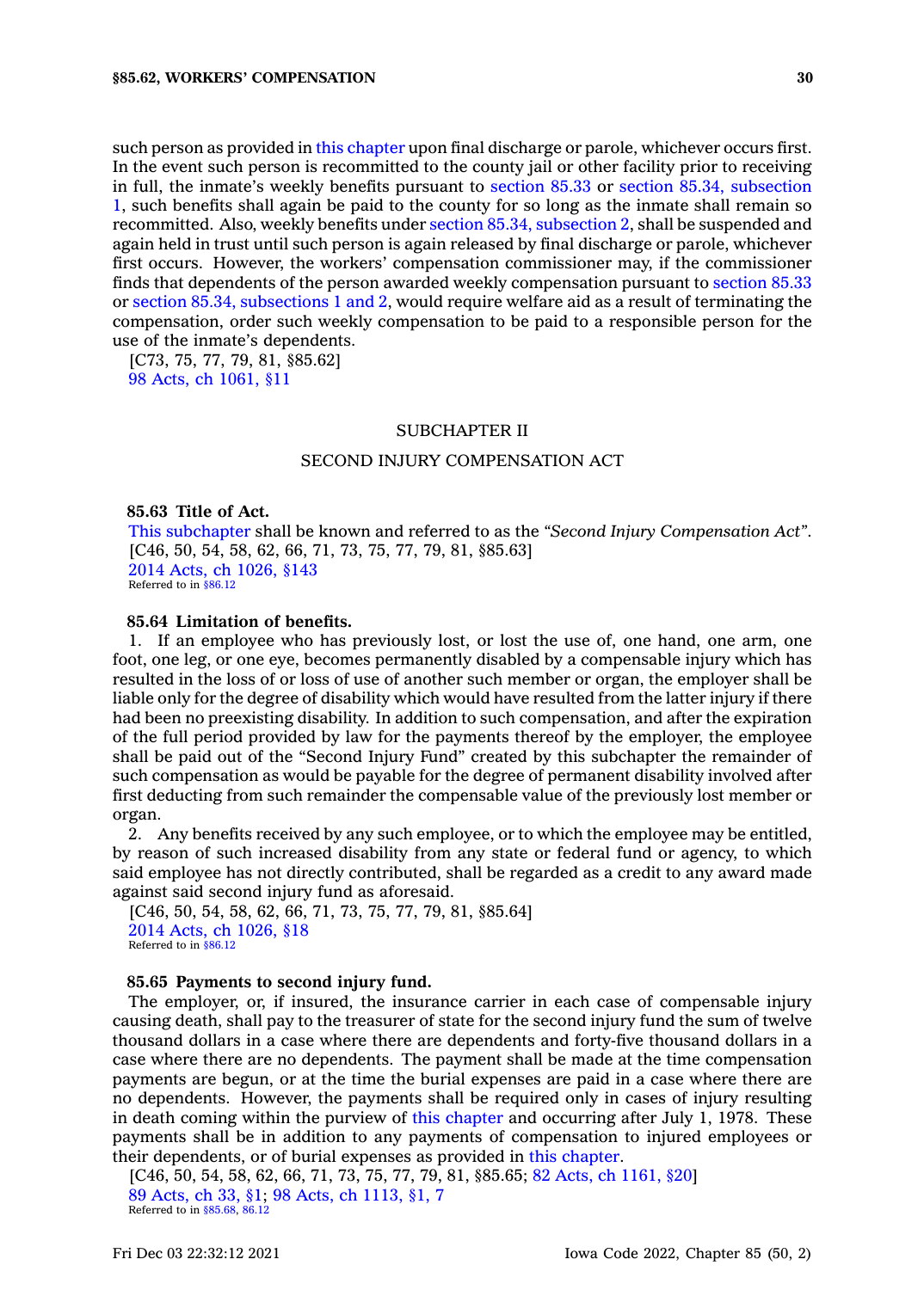such person as provided in this chapter upon final discharge or parole, whichever occurs first. In the event such person is recommitted to the county jail or other facility prior to receiving in full, the inmate's weekly benefits pursuant to section 85.33 or section 85.34, subsection 1, such benefits shall again be paid to the county for so long as the inmate shall remain so recommitted. Also, weekly benefits under section 85.34, subsection 2, shall be suspended and again held in trust until such person is again released by final discharge or parole, whichever first occurs. However, the workers' compensation commissioner may, if the commissioner finds that dependents of the person awarded weekly compensation pursuant to section 85.33 or section 85.34, subsections 1 and 2, would require welfare aid as a result of terminating the compensation, order such weekly compensation to be paid to a responsible person for the use of the inmate's dependents.

[C73, 75, 77, 79, 81, §85.62]
98 Acts, ch 1061, §11

## SUBCHAPTER II

## SECOND INJURY COMPENSATION ACT

**85.63 Title of Act.**

This subchapter shall be known and referred to as the *"Second Injury Compensation Act"*.

[C46, 50, 54, 58, 62, 66, 71, 73, 75, 77, 79, 81, §85.63]
2014 Acts, ch 1026, §143
Referred to in §86.12

**85.64 Limitation of benefits.**

1. If an employee who has previously lost, or lost the use of, one hand, one arm, one foot, one leg, or one eye, becomes permanently disabled by a compensable injury which has resulted in the loss of or loss of use of another such member or organ, the employer shall be liable only for the degree of disability which would have resulted from the latter injury if there had been no preexisting disability. In addition to such compensation, and after the expiration of the full period provided by law for the payments thereof by the employer, the employee shall be paid out of the "Second Injury Fund" created by this subchapter the remainder of such compensation as would be payable for the degree of permanent disability involved after first deducting from such remainder the compensable value of the previously lost member or organ.

2. Any benefits received by any such employee, or to which the employee may be entitled, by reason of such increased disability from any state or federal fund or agency, to which said employee has not directly contributed, shall be regarded as a credit to any award made against said second injury fund as aforesaid.

[C46, 50, 54, 58, 62, 66, 71, 73, 75, 77, 79, 81, §85.64]
2014 Acts, ch 1026, §18
Referred to in §86.12

**85.65 Payments to second injury fund.**

The employer, or, if insured, the insurance carrier in each case of compensable injury causing death, shall pay to the treasurer of state for the second injury fund the sum of twelve thousand dollars in a case where there are dependents and forty-five thousand dollars in a case where there are no dependents. The payment shall be made at the time compensation payments are begun, or at the time the burial expenses are paid in a case where there are no dependents. However, the payments shall be required only in cases of injury resulting in death coming within the purview of this chapter and occurring after July 1, 1978. These payments shall be in addition to any payments of compensation to injured employees or their dependents, or of burial expenses as provided in this chapter.

[C46, 50, 54, 58, 62, 66, 71, 73, 75, 77, 79, 81, §85.65; 82 Acts, ch 1161, §20]
89 Acts, ch 33, §1; 98 Acts, ch 1113, §1, 7
Referred to in §85.68, 86.12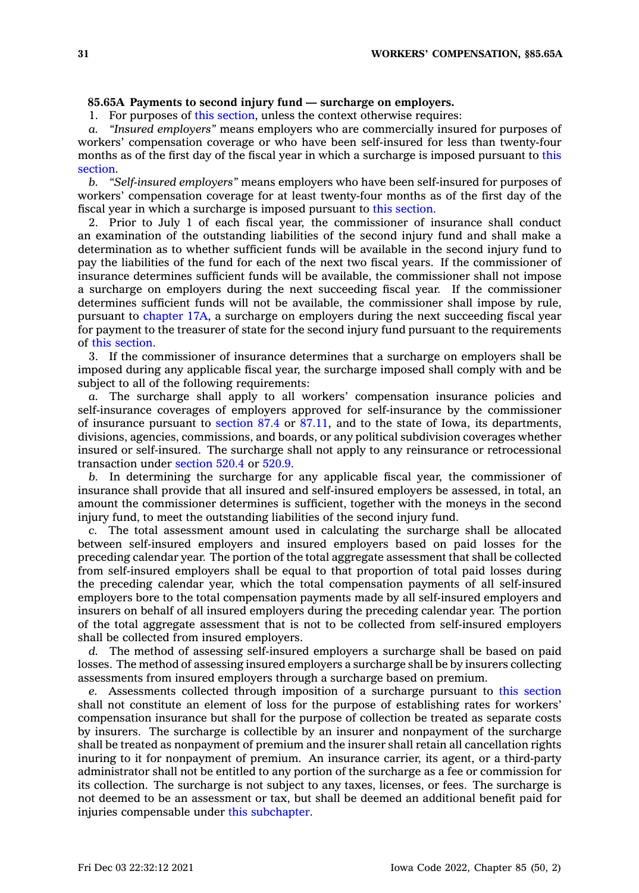**85.65A Payments to second injury fund — surcharge on employers.**

1. For purposes of this section, unless the context otherwise requires:

*a.* *"Insured employers"* means employers who are commercially insured for purposes of workers' compensation coverage or who have been self-insured for less than twenty-four months as of the first day of the fiscal year in which a surcharge is imposed pursuant to this section.

*b.* *"Self-insured employers"* means employers who have been self-insured for purposes of workers' compensation coverage for at least twenty-four months as of the first day of the fiscal year in which a surcharge is imposed pursuant to this section.

2. Prior to July 1 of each fiscal year, the commissioner of insurance shall conduct an examination of the outstanding liabilities of the second injury fund and shall make a determination as to whether sufficient funds will be available in the second injury fund to pay the liabilities of the fund for each of the next two fiscal years. If the commissioner of insurance determines sufficient funds will be available, the commissioner shall not impose a surcharge on employers during the next succeeding fiscal year. If the commissioner determines sufficient funds will not be available, the commissioner shall impose by rule, pursuant to chapter 17A, a surcharge on employers during the next succeeding fiscal year for payment to the treasurer of state for the second injury fund pursuant to the requirements of this section.

3. If the commissioner of insurance determines that a surcharge on employers shall be imposed during any applicable fiscal year, the surcharge imposed shall comply with and be subject to all of the following requirements:

*a.* The surcharge shall apply to all workers' compensation insurance policies and self-insurance coverages of employers approved for self-insurance by the commissioner of insurance pursuant to section 87.4 or 87.11, and to the state of Iowa, its departments, divisions, agencies, commissions, and boards, or any political subdivision coverages whether insured or self-insured. The surcharge shall not apply to any reinsurance or retrocessional transaction under section 520.4 or 520.9.

*b.* In determining the surcharge for any applicable fiscal year, the commissioner of insurance shall provide that all insured and self-insured employers be assessed, in total, an amount the commissioner determines is sufficient, together with the moneys in the second injury fund, to meet the outstanding liabilities of the second injury fund.

*c.* The total assessment amount used in calculating the surcharge shall be allocated between self-insured employers and insured employers based on paid losses for the preceding calendar year. The portion of the total aggregate assessment that shall be collected from self-insured employers shall be equal to that proportion of total paid losses during the preceding calendar year, which the total compensation payments of all self-insured employers bore to the total compensation payments made by all self-insured employers and insurers on behalf of all insured employers during the preceding calendar year. The portion of the total aggregate assessment that is not to be collected from self-insured employers shall be collected from insured employers.

*d.* The method of assessing self-insured employers a surcharge shall be based on paid losses. The method of assessing insured employers a surcharge shall be by insurers collecting assessments from insured employers through a surcharge based on premium.

*e.* Assessments collected through imposition of a surcharge pursuant to this section shall not constitute an element of loss for the purpose of establishing rates for workers' compensation insurance but shall for the purpose of collection be treated as separate costs by insurers. The surcharge is collectible by an insurer and nonpayment of the surcharge shall be treated as nonpayment of premium and the insurer shall retain all cancellation rights inuring to it for nonpayment of premium. An insurance carrier, its agent, or a third-party administrator shall not be entitled to any portion of the surcharge as a fee or commission for its collection. The surcharge is not subject to any taxes, licenses, or fees. The surcharge is not deemed to be an assessment or tax, but shall be deemed an additional benefit paid for injuries compensable under this subchapter.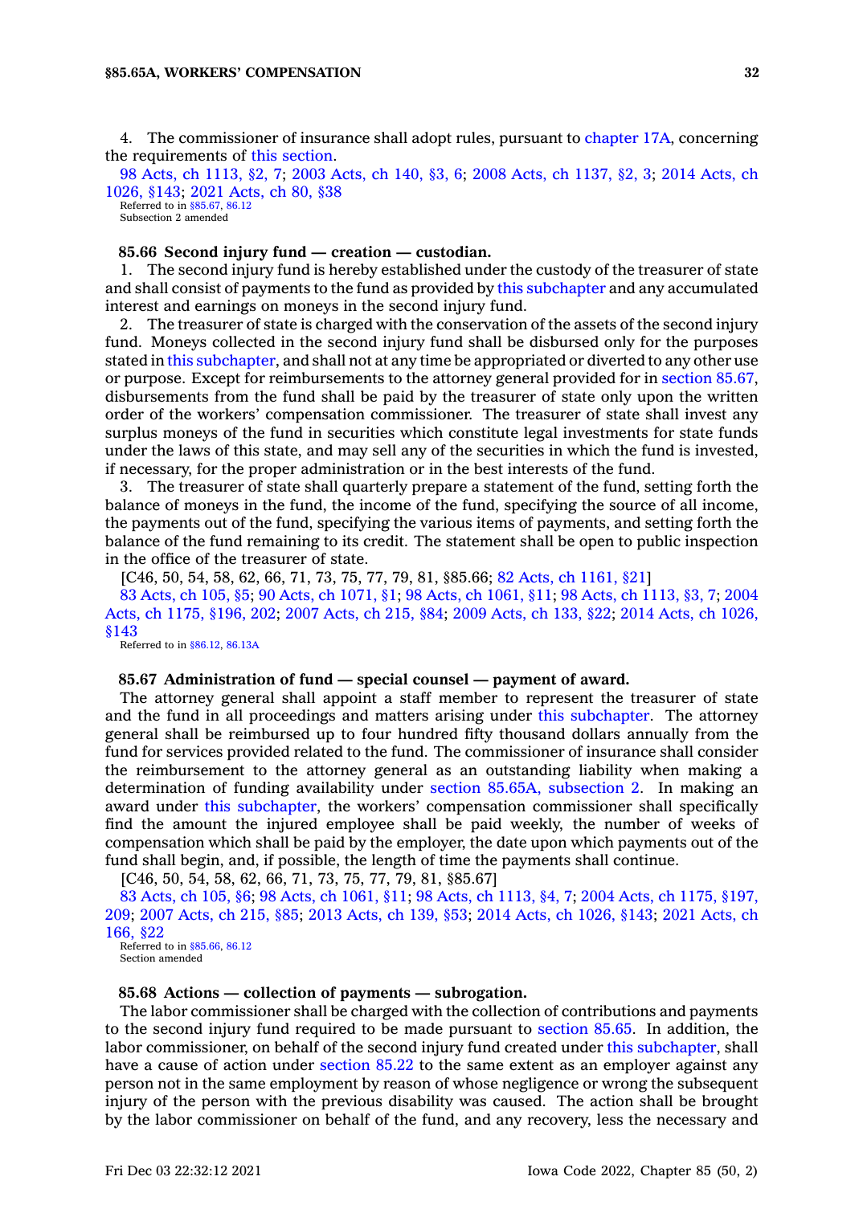4. The commissioner of insurance shall adopt rules, pursuant to chapter 17A, concerning the requirements of this section.

98 Acts, ch 1113, §2, 7; 2003 Acts, ch 140, §3, 6; 2008 Acts, ch 1137, §2, 3; 2014 Acts, ch 1026, §143; 2021 Acts, ch 80, §38

Referred to in §85.67, 86.12

Subsection 2 amended

### 85.66 Second injury fund — creation — custodian.

1. The second injury fund is hereby established under the custody of the treasurer of state and shall consist of payments to the fund as provided by this subchapter and any accumulated interest and earnings on moneys in the second injury fund.

2. The treasurer of state is charged with the conservation of the assets of the second injury fund. Moneys collected in the second injury fund shall be disbursed only for the purposes stated in this subchapter, and shall not at any time be appropriated or diverted to any other use or purpose. Except for reimbursements to the attorney general provided for in section 85.67, disbursements from the fund shall be paid by the treasurer of state only upon the written order of the workers' compensation commissioner. The treasurer of state shall invest any surplus moneys of the fund in securities which constitute legal investments for state funds under the laws of this state, and may sell any of the securities in which the fund is invested, if necessary, for the proper administration or in the best interests of the fund.

3. The treasurer of state shall quarterly prepare a statement of the fund, setting forth the balance of moneys in the fund, the income of the fund, specifying the source of all income, the payments out of the fund, specifying the various items of payments, and setting forth the balance of the fund remaining to its credit. The statement shall be open to public inspection in the office of the treasurer of state.

[C46, 50, 54, 58, 62, 66, 71, 73, 75, 77, 79, 81, §85.66; 82 Acts, ch 1161, §21]

83 Acts, ch 105, §5; 90 Acts, ch 1071, §1; 98 Acts, ch 1061, §11; 98 Acts, ch 1113, §3, 7; 2004 Acts, ch 1175, §196, 202; 2007 Acts, ch 215, §84; 2009 Acts, ch 133, §22; 2014 Acts, ch 1026, §143

Referred to in §86.12, 86.13A

### 85.67 Administration of fund — special counsel — payment of award.

The attorney general shall appoint a staff member to represent the treasurer of state and the fund in all proceedings and matters arising under this subchapter. The attorney general shall be reimbursed up to four hundred fifty thousand dollars annually from the fund for services provided related to the fund. The commissioner of insurance shall consider the reimbursement to the attorney general as an outstanding liability when making a determination of funding availability under section 85.65A, subsection 2. In making an award under this subchapter, the workers' compensation commissioner shall specifically find the amount the injured employee shall be paid weekly, the number of weeks of compensation which shall be paid by the employer, the date upon which payments out of the fund shall begin, and, if possible, the length of time the payments shall continue.

[C46, 50, 54, 58, 62, 66, 71, 73, 75, 77, 79, 81, §85.67]

83 Acts, ch 105, §6; 98 Acts, ch 1061, §11; 98 Acts, ch 1113, §4, 7; 2004 Acts, ch 1175, §197, 209; 2007 Acts, ch 215, §85; 2013 Acts, ch 139, §53; 2014 Acts, ch 1026, §143; 2021 Acts, ch 166, §22

Referred to in §85.66, 86.12

Section amended

### 85.68 Actions — collection of payments — subrogation.

The labor commissioner shall be charged with the collection of contributions and payments to the second injury fund required to be made pursuant to section 85.65. In addition, the labor commissioner, on behalf of the second injury fund created under this subchapter, shall have a cause of action under section 85.22 to the same extent as an employer against any person not in the same employment by reason of whose negligence or wrong the subsequent injury of the person with the previous disability was caused. The action shall be brought by the labor commissioner on behalf of the fund, and any recovery, less the necessary and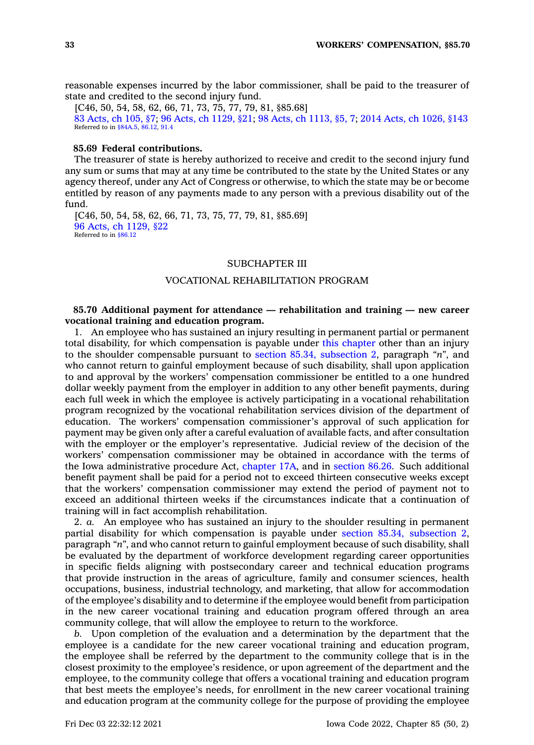reasonable expenses incurred by the labor commissioner, shall be paid to the treasurer of state and credited to the second injury fund.

[C46, 50, 54, 58, 62, 66, 71, 73, 75, 77, 79, 81, §85.68]

83 Acts, ch 105, §7; 96 Acts, ch 1129, §21; 98 Acts, ch 1113, §5, 7; 2014 Acts, ch 1026, §143

Referred to in §84A.5, 86.12, 91.4

**85.69 Federal contributions.**

The treasurer of state is hereby authorized to receive and credit to the second injury fund any sum or sums that may at any time be contributed to the state by the United States or any agency thereof, under any Act of Congress or otherwise, to which the state may be or become entitled by reason of any payments made to any person with a previous disability out of the fund.

[C46, 50, 54, 58, 62, 66, 71, 73, 75, 77, 79, 81, §85.69]

96 Acts, ch 1129, §22

Referred to in §86.12

## SUBCHAPTER III

## VOCATIONAL REHABILITATION PROGRAM

**85.70 Additional payment for attendance — rehabilitation and training — new career vocational training and education program.**

1. An employee who has sustained an injury resulting in permanent partial or permanent total disability, for which compensation is payable under this chapter other than an injury to the shoulder compensable pursuant to section 85.34, subsection 2, paragraph "*n*", and who cannot return to gainful employment because of such disability, shall upon application to and approval by the workers' compensation commissioner be entitled to a one hundred dollar weekly payment from the employer in addition to any other benefit payments, during each full week in which the employee is actively participating in a vocational rehabilitation program recognized by the vocational rehabilitation services division of the department of education. The workers' compensation commissioner's approval of such application for payment may be given only after a careful evaluation of available facts, and after consultation with the employer or the employer's representative. Judicial review of the decision of the workers' compensation commissioner may be obtained in accordance with the terms of the Iowa administrative procedure Act, chapter 17A, and in section 86.26. Such additional benefit payment shall be paid for a period not to exceed thirteen consecutive weeks except that the workers' compensation commissioner may extend the period of payment not to exceed an additional thirteen weeks if the circumstances indicate that a continuation of training will in fact accomplish rehabilitation.

2. *a.* An employee who has sustained an injury to the shoulder resulting in permanent partial disability for which compensation is payable under section 85.34, subsection 2, paragraph "*n*", and who cannot return to gainful employment because of such disability, shall be evaluated by the department of workforce development regarding career opportunities in specific fields aligning with postsecondary career and technical education programs that provide instruction in the areas of agriculture, family and consumer sciences, health occupations, business, industrial technology, and marketing, that allow for accommodation of the employee's disability and to determine if the employee would benefit from participation in the new career vocational training and education program offered through an area community college, that will allow the employee to return to the workforce.

*b.* Upon completion of the evaluation and a determination by the department that the employee is a candidate for the new career vocational training and education program, the employee shall be referred by the department to the community college that is in the closest proximity to the employee's residence, or upon agreement of the department and the employee, to the community college that offers a vocational training and education program that best meets the employee's needs, for enrollment in the new career vocational training and education program at the community college for the purpose of providing the employee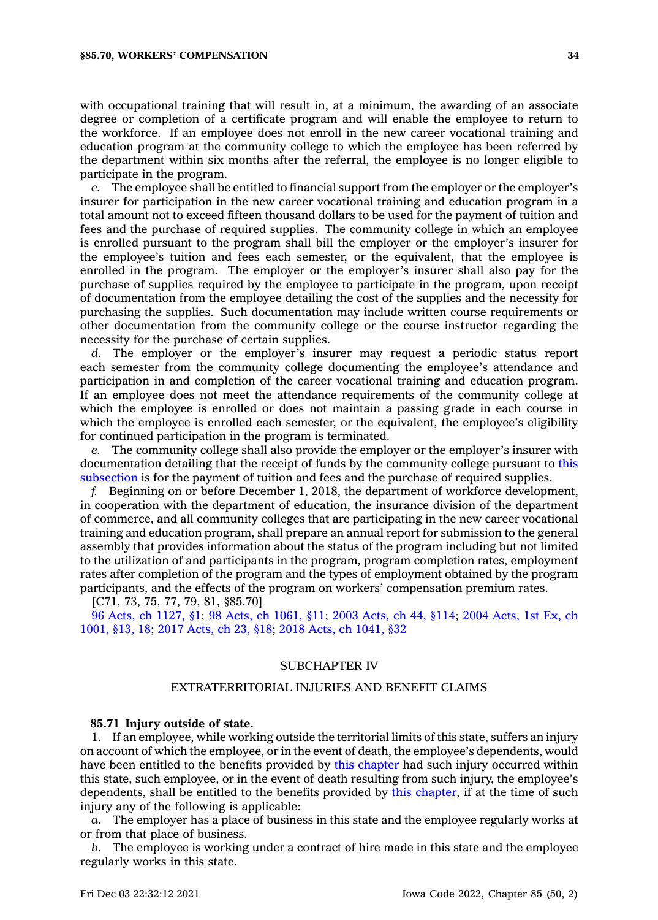with occupational training that will result in, at a minimum, the awarding of an associate degree or completion of a certificate program and will enable the employee to return to the workforce. If an employee does not enroll in the new career vocational training and education program at the community college to which the employee has been referred by the department within six months after the referral, the employee is no longer eligible to participate in the program.

*c.* The employee shall be entitled to financial support from the employer or the employer's insurer for participation in the new career vocational training and education program in a total amount not to exceed fifteen thousand dollars to be used for the payment of tuition and fees and the purchase of required supplies. The community college in which an employee is enrolled pursuant to the program shall bill the employer or the employer's insurer for the employee's tuition and fees each semester, or the equivalent, that the employee is enrolled in the program. The employer or the employer's insurer shall also pay for the purchase of supplies required by the employee to participate in the program, upon receipt of documentation from the employee detailing the cost of the supplies and the necessity for purchasing the supplies. Such documentation may include written course requirements or other documentation from the community college or the course instructor regarding the necessity for the purchase of certain supplies.

*d.* The employer or the employer's insurer may request a periodic status report each semester from the community college documenting the employee's attendance and participation in and completion of the career vocational training and education program. If an employee does not meet the attendance requirements of the community college at which the employee is enrolled or does not maintain a passing grade in each course in which the employee is enrolled each semester, or the equivalent, the employee's eligibility for continued participation in the program is terminated.

*e.* The community college shall also provide the employer or the employer's insurer with documentation detailing that the receipt of funds by the community college pursuant to this subsection is for the payment of tuition and fees and the purchase of required supplies.

*f.* Beginning on or before December 1, 2018, the department of workforce development, in cooperation with the department of education, the insurance division of the department of commerce, and all community colleges that are participating in the new career vocational training and education program, shall prepare an annual report for submission to the general assembly that provides information about the status of the program including but not limited to the utilization of and participants in the program, program completion rates, employment rates after completion of the program and the types of employment obtained by the program participants, and the effects of the program on workers' compensation premium rates.

[C71, 73, 75, 77, 79, 81, §85.70]

96 Acts, ch 1127, §1; 98 Acts, ch 1061, §11; 2003 Acts, ch 44, §114; 2004 Acts, 1st Ex, ch 1001, §13, 18; 2017 Acts, ch 23, §18; 2018 Acts, ch 1041, §32

## SUBCHAPTER IV

## EXTRATERRITORIAL INJURIES AND BENEFIT CLAIMS

**85.71 Injury outside of state.**

1. If an employee, while working outside the territorial limits of this state, suffers an injury on account of which the employee, or in the event of death, the employee's dependents, would have been entitled to the benefits provided by this chapter had such injury occurred within this state, such employee, or in the event of death resulting from such injury, the employee's dependents, shall be entitled to the benefits provided by this chapter, if at the time of such injury any of the following is applicable:

*a.* The employer has a place of business in this state and the employee regularly works at or from that place of business.

*b.* The employee is working under a contract of hire made in this state and the employee regularly works in this state.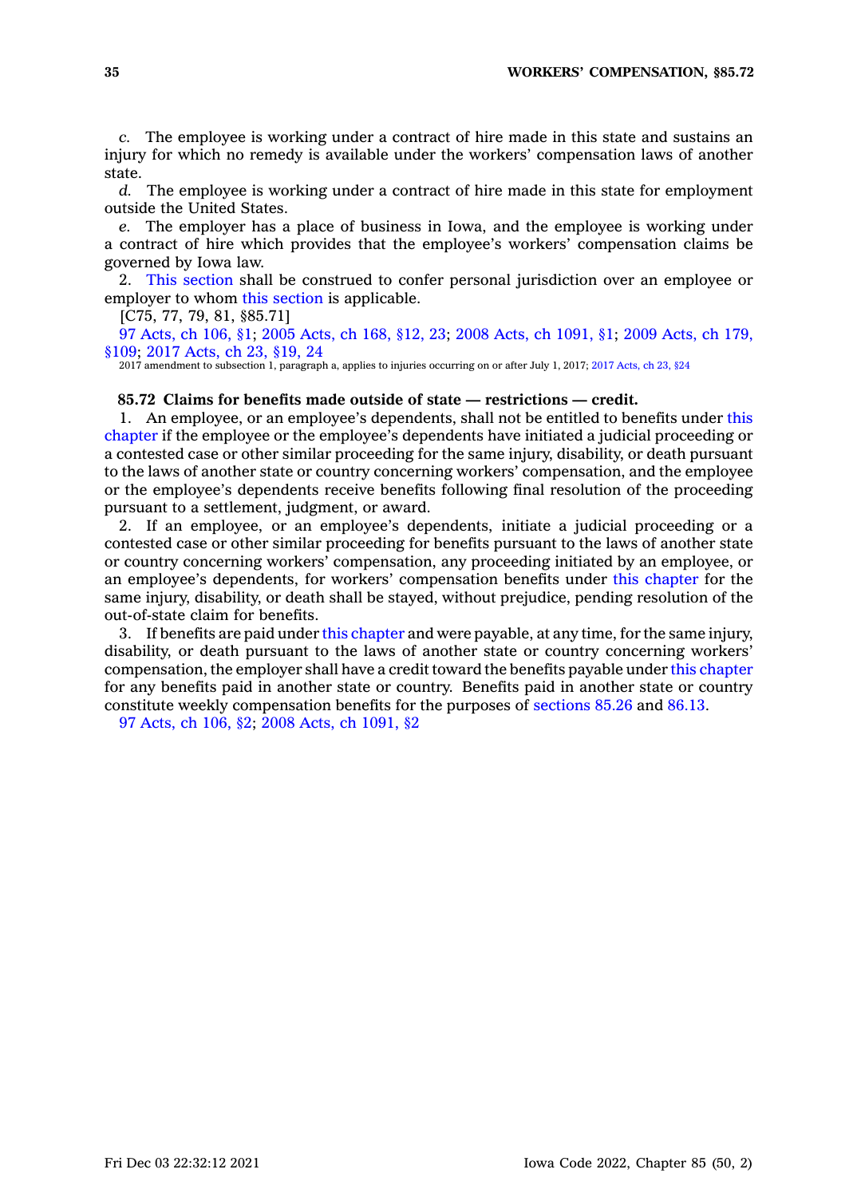*c.* The employee is working under a contract of hire made in this state and sustains an injury for which no remedy is available under the workers' compensation laws of another state.

*d.* The employee is working under a contract of hire made in this state for employment outside the United States.

*e.* The employer has a place of business in Iowa, and the employee is working under a contract of hire which provides that the employee's workers' compensation claims be governed by Iowa law.

2. This section shall be construed to confer personal jurisdiction over an employee or employer to whom this section is applicable.

[C75, 77, 79, 81, §85.71]

97 Acts, ch 106, §1; 2005 Acts, ch 168, §12, 23; 2008 Acts, ch 1091, §1; 2009 Acts, ch 179, §109; 2017 Acts, ch 23, §19, 24

2017 amendment to subsection 1, paragraph a, applies to injuries occurring on or after July 1, 2017; 2017 Acts, ch 23, §24

**85.72 Claims for benefits made outside of state — restrictions — credit.**

1. An employee, or an employee's dependents, shall not be entitled to benefits under this chapter if the employee or the employee's dependents have initiated a judicial proceeding or a contested case or other similar proceeding for the same injury, disability, or death pursuant to the laws of another state or country concerning workers' compensation, and the employee or the employee's dependents receive benefits following final resolution of the proceeding pursuant to a settlement, judgment, or award.

2. If an employee, or an employee's dependents, initiate a judicial proceeding or a contested case or other similar proceeding for benefits pursuant to the laws of another state or country concerning workers' compensation, any proceeding initiated by an employee, or an employee's dependents, for workers' compensation benefits under this chapter for the same injury, disability, or death shall be stayed, without prejudice, pending resolution of the out-of-state claim for benefits.

3. If benefits are paid under this chapter and were payable, at any time, for the same injury, disability, or death pursuant to the laws of another state or country concerning workers' compensation, the employer shall have a credit toward the benefits payable under this chapter for any benefits paid in another state or country. Benefits paid in another state or country constitute weekly compensation benefits for the purposes of sections 85.26 and 86.13.

97 Acts, ch 106, §2; 2008 Acts, ch 1091, §2